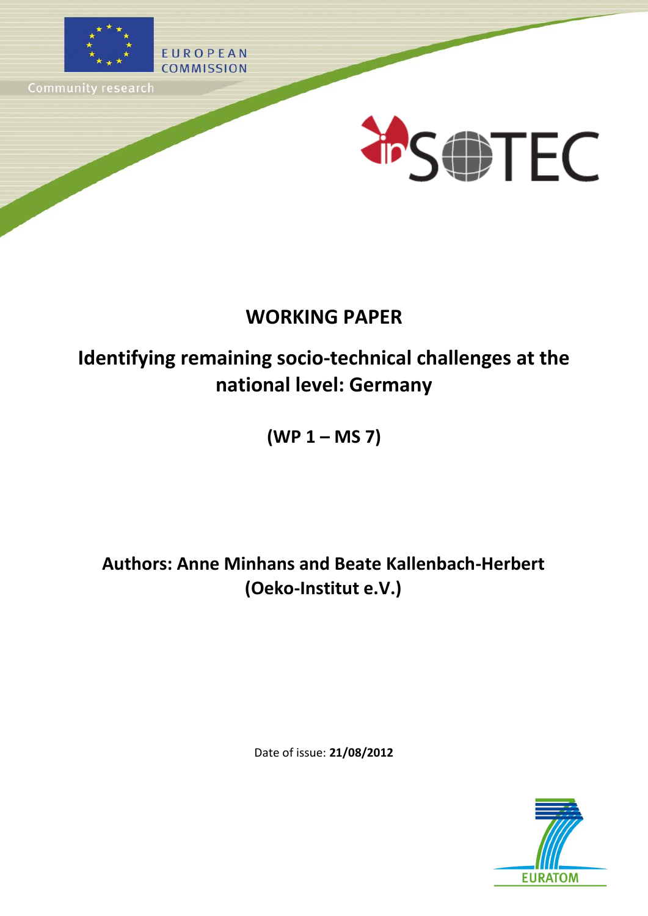EUROPEAN COMMISSION

Community research

# WORKING PAPER

## Identifying remaining socio-technical challenges at the national level: Germany

**(WP 1 – MS 7)**

**Authors: Anne Minhans and Beate Kallenbach-Herbert (Oeko-Institut e.V.)**

Date of issue: **21/08/2012**

EURATOM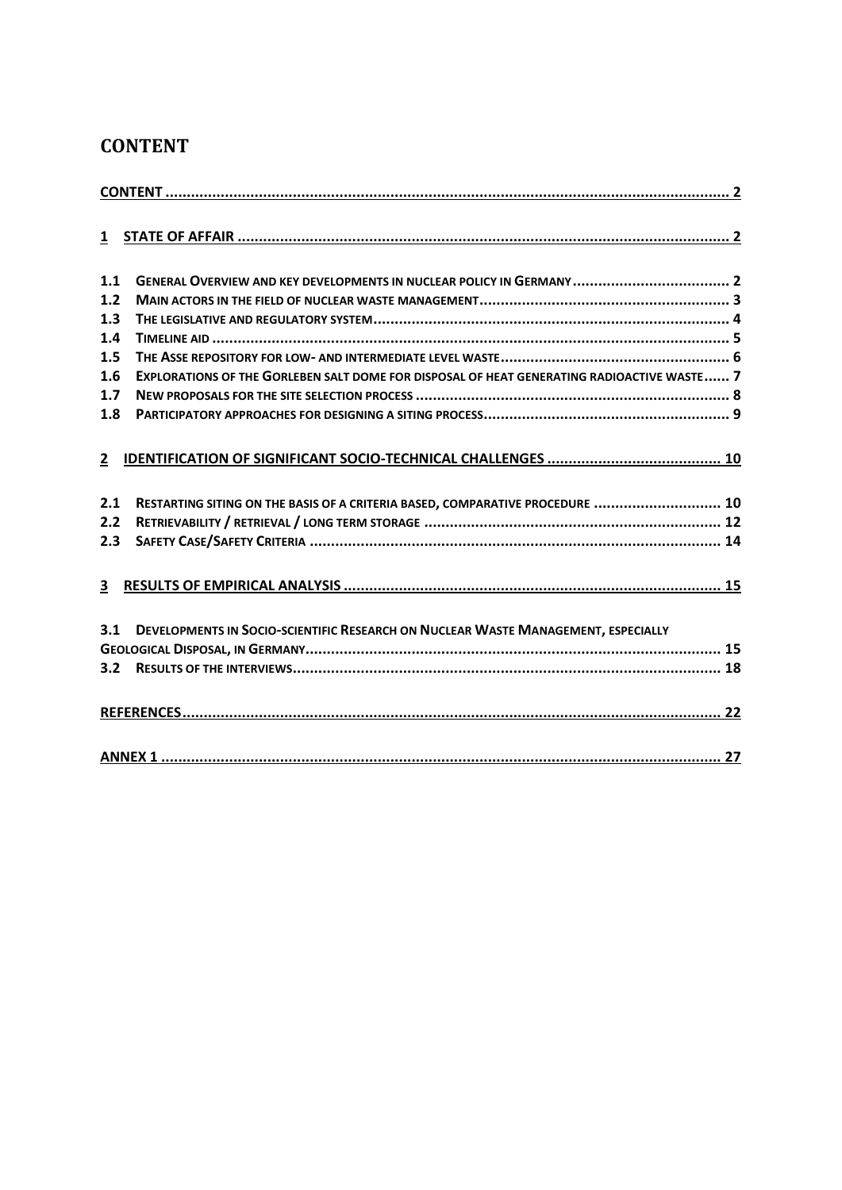# CONTENT

CONTENT ..... 2

1 STATE OF AFFAIR ..... 2

1.1 GENERAL OVERVIEW AND KEY DEVELOPMENTS IN NUCLEAR POLICY IN GERMANY ..... 2
1.2 MAIN ACTORS IN THE FIELD OF NUCLEAR WASTE MANAGEMENT ..... 3
1.3 THE LEGISLATIVE AND REGULATORY SYSTEM ..... 4
1.4 TIMELINE AID ..... 5
1.5 THE ASSE REPOSITORY FOR LOW- AND INTERMEDIATE LEVEL WASTE ..... 6
1.6 EXPLORATIONS OF THE GORLEBEN SALT DOME FOR DISPOSAL OF HEAT GENERATING RADIOACTIVE WASTE ..... 7
1.7 NEW PROPOSALS FOR THE SITE SELECTION PROCESS ..... 8
1.8 PARTICIPATORY APPROACHES FOR DESIGNING A SITING PROCESS ..... 9

2 IDENTIFICATION OF SIGNIFICANT SOCIO-TECHNICAL CHALLENGES ..... 10

2.1 RESTARTING SITING ON THE BASIS OF A CRITERIA BASED, COMPARATIVE PROCEDURE ..... 10
2.2 RETRIEVABILITY / RETRIEVAL / LONG TERM STORAGE ..... 12
2.3 SAFETY CASE/SAFETY CRITERIA ..... 14

3 RESULTS OF EMPIRICAL ANALYSIS ..... 15

3.1 DEVELOPMENTS IN SOCIO-SCIENTIFIC RESEARCH ON NUCLEAR WASTE MANAGEMENT, ESPECIALLY GEOLOGICAL DISPOSAL, IN GERMANY ..... 15
3.2 RESULTS OF THE INTERVIEWS ..... 18

REFERENCES ..... 22

ANNEX 1 ..... 27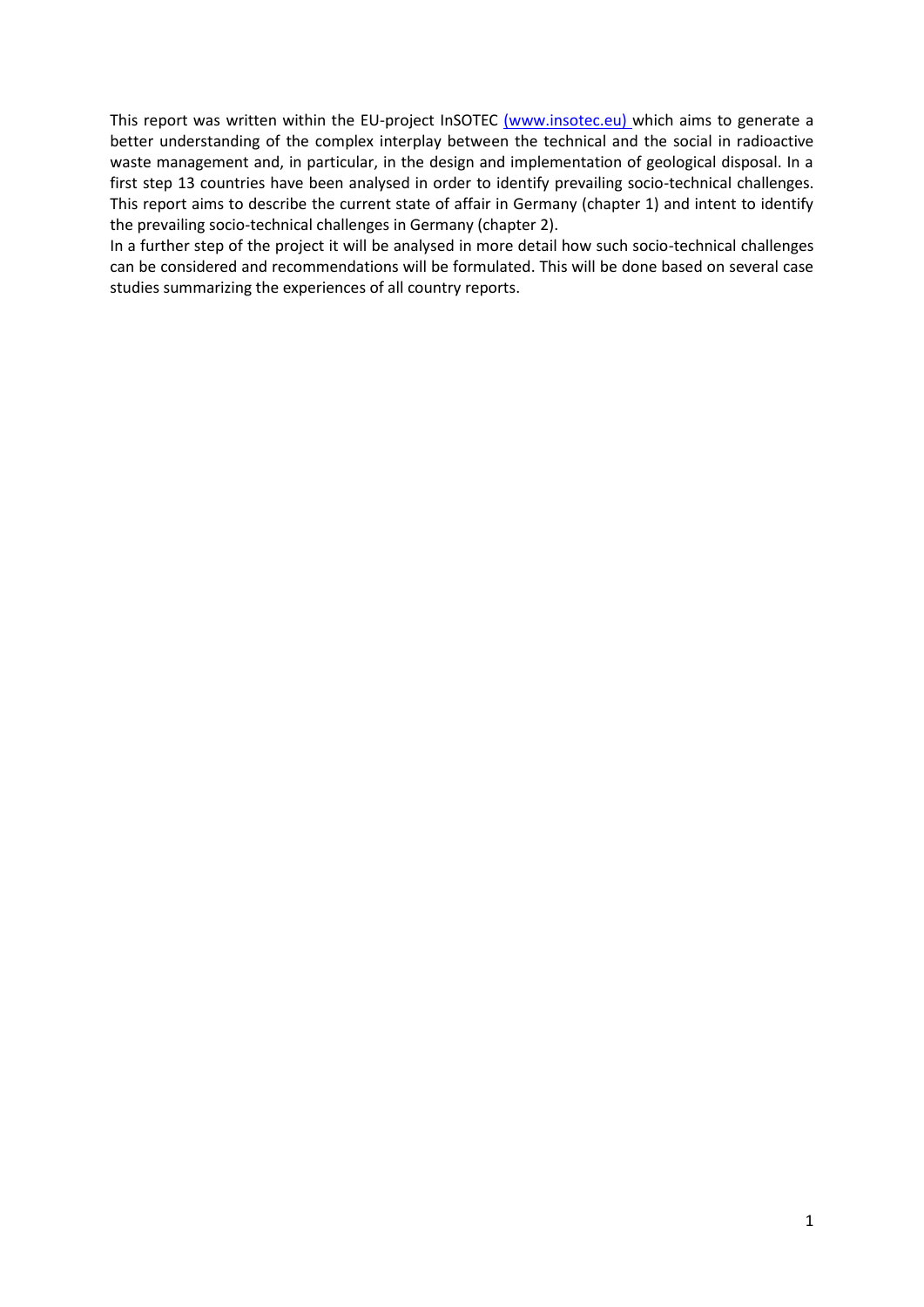This report was written within the EU-project InSOTEC [(www.insotec.eu)](http://www.insotec.eu) which aims to generate a better understanding of the complex interplay between the technical and the social in radioactive waste management and, in particular, in the design and implementation of geological disposal. In a first step 13 countries have been analysed in order to identify prevailing socio-technical challenges. This report aims to describe the current state of affair in Germany (chapter 1) and intent to identify the prevailing socio-technical challenges in Germany (chapter 2).

In a further step of the project it will be analysed in more detail how such socio-technical challenges can be considered and recommendations will be formulated. This will be done based on several case studies summarizing the experiences of all country reports.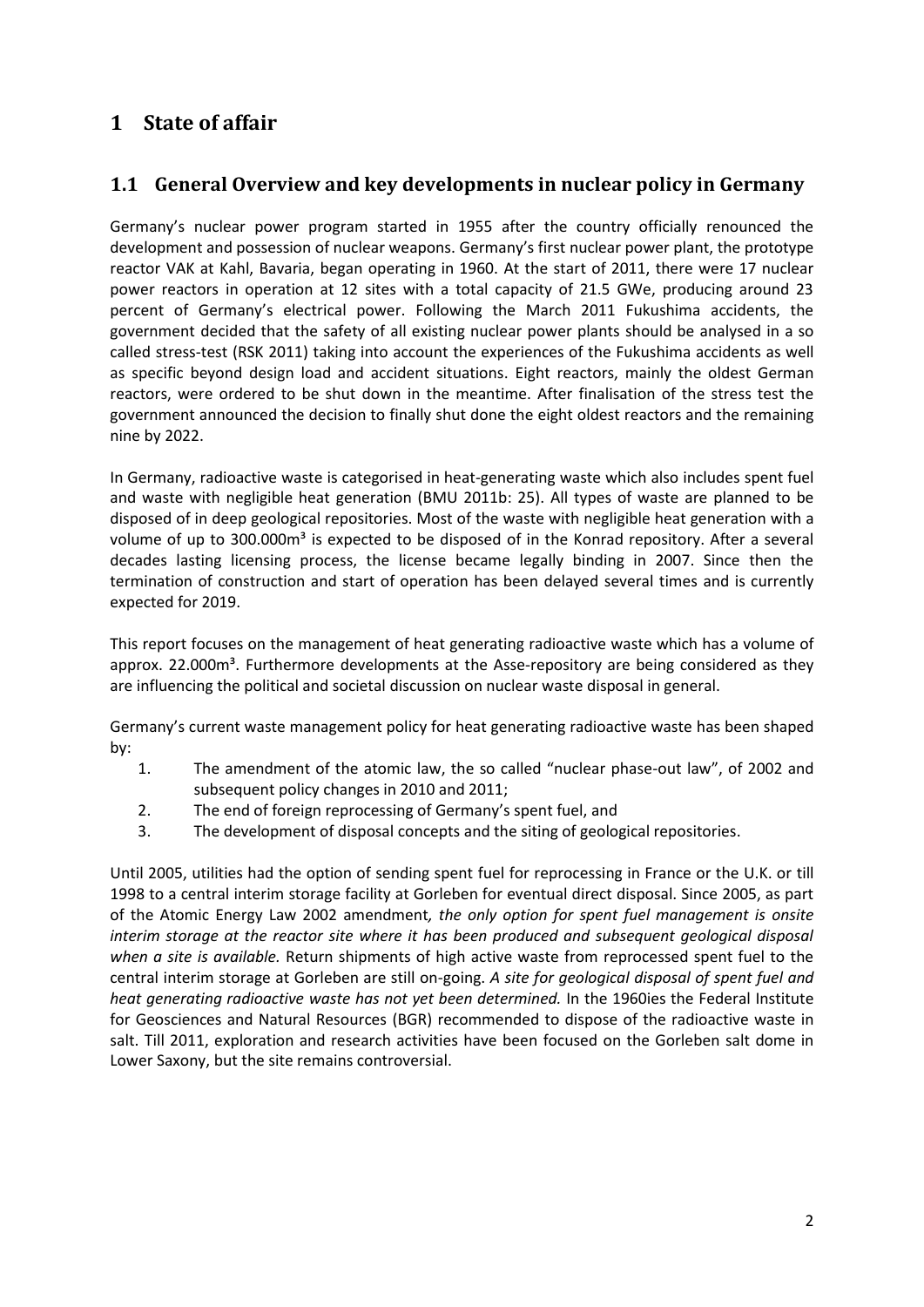# 1 State of affair

## 1.1 General Overview and key developments in nuclear policy in Germany

Germany's nuclear power program started in 1955 after the country officially renounced the development and possession of nuclear weapons. Germany's first nuclear power plant, the prototype reactor VAK at Kahl, Bavaria, began operating in 1960. At the start of 2011, there were 17 nuclear power reactors in operation at 12 sites with a total capacity of 21.5 GWe, producing around 23 percent of Germany's electrical power. Following the March 2011 Fukushima accidents, the government decided that the safety of all existing nuclear power plants should be analysed in a so called stress-test (RSK 2011) taking into account the experiences of the Fukushima accidents as well as specific beyond design load and accident situations. Eight reactors, mainly the oldest German reactors, were ordered to be shut down in the meantime. After finalisation of the stress test the government announced the decision to finally shut done the eight oldest reactors and the remaining nine by 2022.

In Germany, radioactive waste is categorised in heat-generating waste which also includes spent fuel and waste with negligible heat generation (BMU 2011b: 25). All types of waste are planned to be disposed of in deep geological repositories. Most of the waste with negligible heat generation with a volume of up to 300.000m³ is expected to be disposed of in the Konrad repository. After a several decades lasting licensing process, the license became legally binding in 2007. Since then the termination of construction and start of operation has been delayed several times and is currently expected for 2019.

This report focuses on the management of heat generating radioactive waste which has a volume of approx. 22.000m³. Furthermore developments at the Asse-repository are being considered as they are influencing the political and societal discussion on nuclear waste disposal in general.

Germany's current waste management policy for heat generating radioactive waste has been shaped by:

1. The amendment of the atomic law, the so called "nuclear phase-out law", of 2002 and subsequent policy changes in 2010 and 2011;
2. The end of foreign reprocessing of Germany's spent fuel, and
3. The development of disposal concepts and the siting of geological repositories.

Until 2005, utilities had the option of sending spent fuel for reprocessing in France or the U.K. or till 1998 to a central interim storage facility at Gorleben for eventual direct disposal. Since 2005, as part of the Atomic Energy Law 2002 amendment*, the only option for spent fuel management is onsite interim storage at the reactor site where it has been produced and subsequent geological disposal when a site is available.* Return shipments of high active waste from reprocessed spent fuel to the central interim storage at Gorleben are still on-going. *A site for geological disposal of spent fuel and heat generating radioactive waste has not yet been determined.* In the 1960ies the Federal Institute for Geosciences and Natural Resources (BGR) recommended to dispose of the radioactive waste in salt. Till 2011, exploration and research activities have been focused on the Gorleben salt dome in Lower Saxony, but the site remains controversial.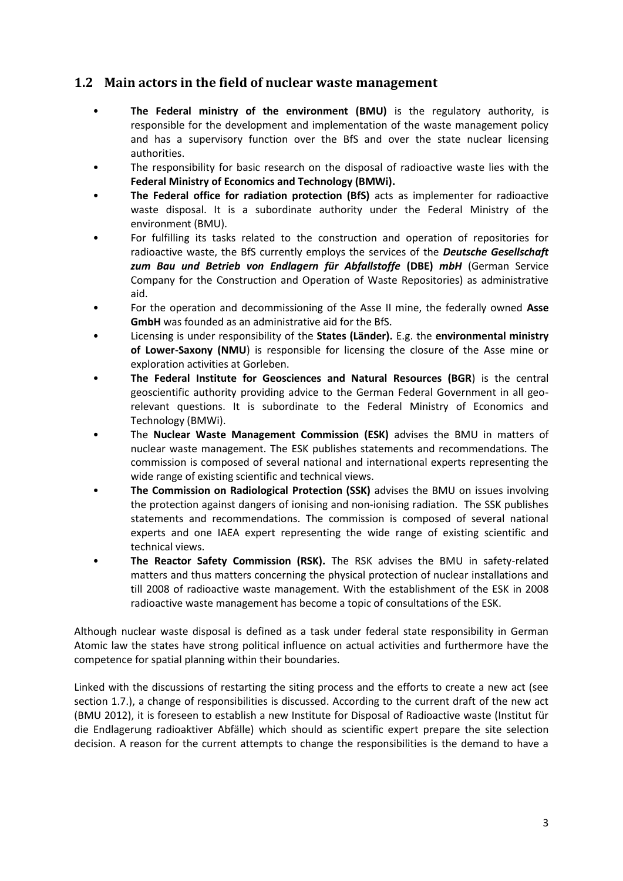## 1.2 Main actors in the field of nuclear waste management

- **The Federal ministry of the environment (BMU)** is the regulatory authority, is responsible for the development and implementation of the waste management policy and has a supervisory function over the BfS and over the state nuclear licensing authorities.
- The responsibility for basic research on the disposal of radioactive waste lies with the **Federal Ministry of Economics and Technology (BMWi).**
- **The Federal office for radiation protection (BfS)** acts as implementer for radioactive waste disposal. It is a subordinate authority under the Federal Ministry of the environment (BMU).
- For fulfilling its tasks related to the construction and operation of repositories for radioactive waste, the BfS currently employs the services of the ***Deutsche Gesellschaft zum Bau und Betrieb von Endlagern für Abfallstoffe*** **(DBE)** ***mbH*** (German Service Company for the Construction and Operation of Waste Repositories) as administrative aid.
- For the operation and decommissioning of the Asse II mine, the federally owned **Asse GmbH** was founded as an administrative aid for the BfS.
- Licensing is under responsibility of the **States (Länder).** E.g. the **environmental ministry of Lower-Saxony (NMU**) is responsible for licensing the closure of the Asse mine or exploration activities at Gorleben.
- **The Federal Institute for Geosciences and Natural Resources (BGR**) is the central geoscientific authority providing advice to the German Federal Government in all geo-relevant questions. It is subordinate to the Federal Ministry of Economics and Technology (BMWi).
- The **Nuclear Waste Management Commission (ESK)** advises the BMU in matters of nuclear waste management. The ESK publishes statements and recommendations. The commission is composed of several national and international experts representing the wide range of existing scientific and technical views.
- **The Commission on Radiological Protection (SSK)** advises the BMU on issues involving the protection against dangers of ionising and non-ionising radiation. The SSK publishes statements and recommendations. The commission is composed of several national experts and one IAEA expert representing the wide range of existing scientific and technical views.
- **The Reactor Safety Commission (RSK).** The RSK advises the BMU in safety-related matters and thus matters concerning the physical protection of nuclear installations and till 2008 of radioactive waste management. With the establishment of the ESK in 2008 radioactive waste management has become a topic of consultations of the ESK.

Although nuclear waste disposal is defined as a task under federal state responsibility in German Atomic law the states have strong political influence on actual activities and furthermore have the competence for spatial planning within their boundaries.

Linked with the discussions of restarting the siting process and the efforts to create a new act (see section 1.7.), a change of responsibilities is discussed. According to the current draft of the new act (BMU 2012), it is foreseen to establish a new Institute for Disposal of Radioactive waste (Institut für die Endlagerung radioaktiver Abfälle) which should as scientific expert prepare the site selection decision. A reason for the current attempts to change the responsibilities is the demand to have a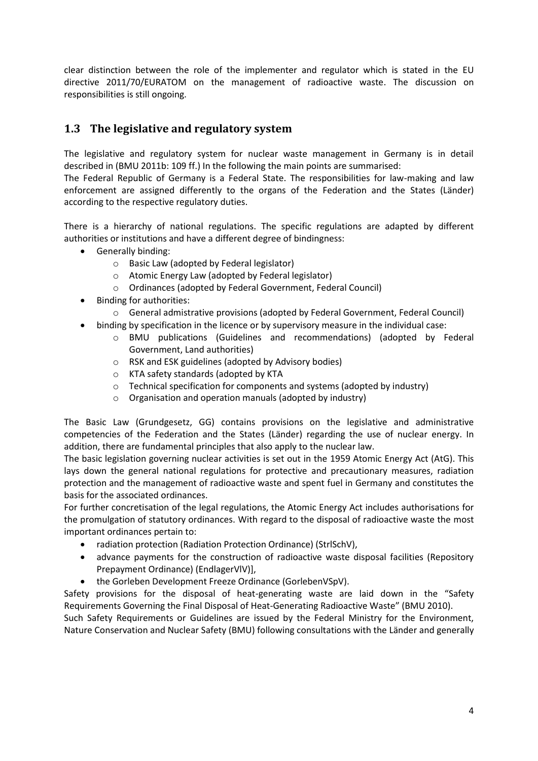clear distinction between the role of the implementer and regulator which is stated in the EU directive 2011/70/EURATOM on the management of radioactive waste. The discussion on responsibilities is still ongoing.

## 1.3 The legislative and regulatory system

The legislative and regulatory system for nuclear waste management in Germany is in detail described in (BMU 2011b: 109 ff.) In the following the main points are summarised:
The Federal Republic of Germany is a Federal State. The responsibilities for law-making and law enforcement are assigned differently to the organs of the Federation and the States (Länder) according to the respective regulatory duties.

There is a hierarchy of national regulations. The specific regulations are adapted by different authorities or institutions and have a different degree of bindingness:

- Generally binding:
  - Basic Law (adopted by Federal legislator)
  - Atomic Energy Law (adopted by Federal legislator)
  - Ordinances (adopted by Federal Government, Federal Council)
- Binding for authorities:
  - General admistrative provisions (adopted by Federal Government, Federal Council)
- binding by specification in the licence or by supervisory measure in the individual case:
  - BMU publications (Guidelines and recommendations) (adopted by Federal Government, Land authorities)
  - RSK and ESK guidelines (adopted by Advisory bodies)
  - KTA safety standards (adopted by KTA
  - Technical specification for components and systems (adopted by industry)
  - Organisation and operation manuals (adopted by industry)

The Basic Law (Grundgesetz, GG) contains provisions on the legislative and administrative competencies of the Federation and the States (Länder) regarding the use of nuclear energy. In addition, there are fundamental principles that also apply to the nuclear law.
The basic legislation governing nuclear activities is set out in the 1959 Atomic Energy Act (AtG). This lays down the general national regulations for protective and precautionary measures, radiation protection and the management of radioactive waste and spent fuel in Germany and constitutes the basis for the associated ordinances.
For further concretisation of the legal regulations, the Atomic Energy Act includes authorisations for the promulgation of statutory ordinances. With regard to the disposal of radioactive waste the most important ordinances pertain to:

- radiation protection (Radiation Protection Ordinance) (StrlSchV),
- advance payments for the construction of radioactive waste disposal facilities (Repository Prepayment Ordinance) (EndlagerVlV)],
- the Gorleben Development Freeze Ordinance (GorlebenVSpV).

Safety provisions for the disposal of heat-generating waste are laid down in the "Safety Requirements Governing the Final Disposal of Heat-Generating Radioactive Waste" (BMU 2010).
Such Safety Requirements or Guidelines are issued by the Federal Ministry for the Environment, Nature Conservation and Nuclear Safety (BMU) following consultations with the Länder and generally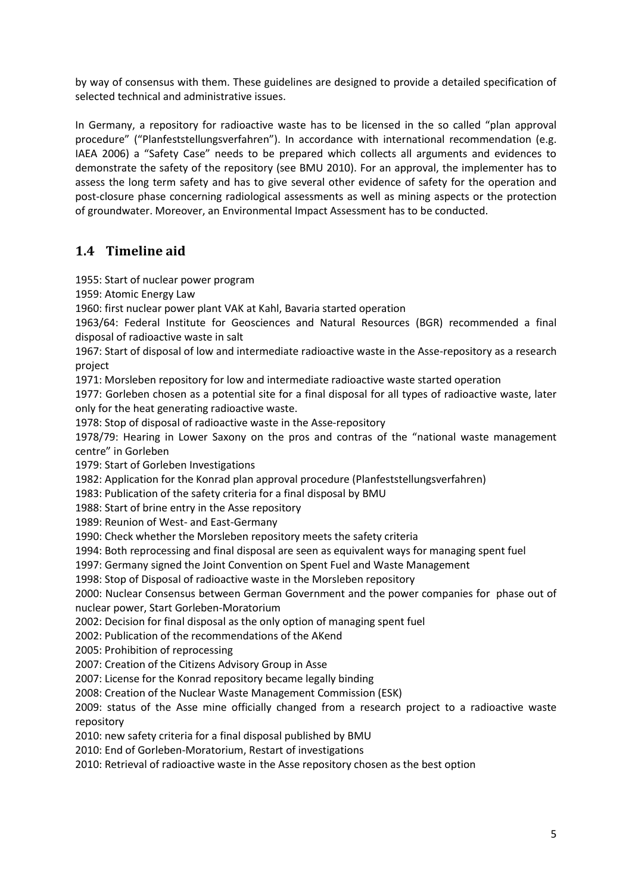by way of consensus with them. These guidelines are designed to provide a detailed specification of selected technical and administrative issues.

In Germany, a repository for radioactive waste has to be licensed in the so called "plan approval procedure" ("Planfeststellungsverfahren"). In accordance with international recommendation (e.g. IAEA 2006) a "Safety Case" needs to be prepared which collects all arguments and evidences to demonstrate the safety of the repository (see BMU 2010). For an approval, the implementer has to assess the long term safety and has to give several other evidence of safety for the operation and post-closure phase concerning radiological assessments as well as mining aspects or the protection of groundwater. Moreover, an Environmental Impact Assessment has to be conducted.

## 1.4 Timeline aid

1955: Start of nuclear power program

1959: Atomic Energy Law

1960: first nuclear power plant VAK at Kahl, Bavaria started operation

1963/64: Federal Institute for Geosciences and Natural Resources (BGR) recommended a final disposal of radioactive waste in salt

1967: Start of disposal of low and intermediate radioactive waste in the Asse-repository as a research project

1971: Morsleben repository for low and intermediate radioactive waste started operation

1977: Gorleben chosen as a potential site for a final disposal for all types of radioactive waste, later only for the heat generating radioactive waste.

1978: Stop of disposal of radioactive waste in the Asse-repository

1978/79: Hearing in Lower Saxony on the pros and contras of the "national waste management centre" in Gorleben

1979: Start of Gorleben Investigations

1982: Application for the Konrad plan approval procedure (Planfeststellungsverfahren)

1983: Publication of the safety criteria for a final disposal by BMU

1988: Start of brine entry in the Asse repository

1989: Reunion of West- and East-Germany

1990: Check whether the Morsleben repository meets the safety criteria

1994: Both reprocessing and final disposal are seen as equivalent ways for managing spent fuel

1997: Germany signed the Joint Convention on Spent Fuel and Waste Management

1998: Stop of Disposal of radioactive waste in the Morsleben repository

2000: Nuclear Consensus between German Government and the power companies for phase out of nuclear power, Start Gorleben-Moratorium

2002: Decision for final disposal as the only option of managing spent fuel

2002: Publication of the recommendations of the AKend

2005: Prohibition of reprocessing

2007: Creation of the Citizens Advisory Group in Asse

2007: License for the Konrad repository became legally binding

2008: Creation of the Nuclear Waste Management Commission (ESK)

2009: status of the Asse mine officially changed from a research project to a radioactive waste repository

2010: new safety criteria for a final disposal published by BMU

2010: End of Gorleben-Moratorium, Restart of investigations

2010: Retrieval of radioactive waste in the Asse repository chosen as the best option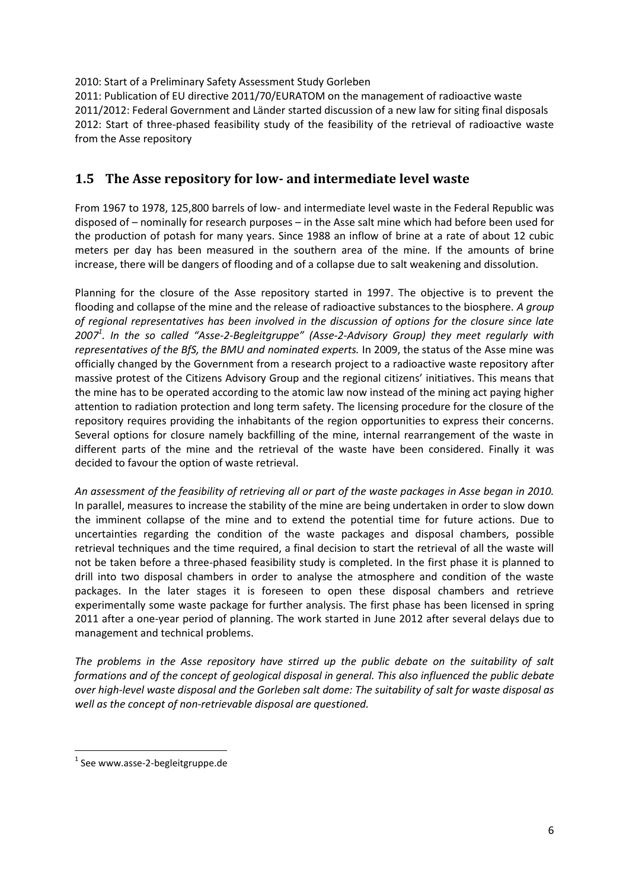2010: Start of a Preliminary Safety Assessment Study Gorleben
2011: Publication of EU directive 2011/70/EURATOM on the management of radioactive waste
2011/2012: Federal Government and Länder started discussion of a new law for siting final disposals
2012: Start of three-phased feasibility study of the feasibility of the retrieval of radioactive waste from the Asse repository

## 1.5 The Asse repository for low- and intermediate level waste

From 1967 to 1978, 125,800 barrels of low- and intermediate level waste in the Federal Republic was disposed of – nominally for research purposes – in the Asse salt mine which had before been used for the production of potash for many years. Since 1988 an inflow of brine at a rate of about 12 cubic meters per day has been measured in the southern area of the mine. If the amounts of brine increase, there will be dangers of flooding and of a collapse due to salt weakening and dissolution.

Planning for the closure of the Asse repository started in 1997. The objective is to prevent the flooding and collapse of the mine and the release of radioactive substances to the biosphere. *A group of regional representatives has been involved in the discussion of options for the closure since late 2007*[1]*. In the so called "Asse-2-Begleitgruppe" (Asse-2-Advisory Group) they meet regularly with representatives of the BfS, the BMU and nominated experts.* In 2009, the status of the Asse mine was officially changed by the Government from a research project to a radioactive waste repository after massive protest of the Citizens Advisory Group and the regional citizens' initiatives. This means that the mine has to be operated according to the atomic law now instead of the mining act paying higher attention to radiation protection and long term safety. The licensing procedure for the closure of the repository requires providing the inhabitants of the region opportunities to express their concerns. Several options for closure namely backfilling of the mine, internal rearrangement of the waste in different parts of the mine and the retrieval of the waste have been considered. Finally it was decided to favour the option of waste retrieval.

*An assessment of the feasibility of retrieving all or part of the waste packages in Asse began in 2010.* In parallel, measures to increase the stability of the mine are being undertaken in order to slow down the imminent collapse of the mine and to extend the potential time for future actions. Due to uncertainties regarding the condition of the waste packages and disposal chambers, possible retrieval techniques and the time required, a final decision to start the retrieval of all the waste will not be taken before a three-phased feasibility study is completed. In the first phase it is planned to drill into two disposal chambers in order to analyse the atmosphere and condition of the waste packages. In the later stages it is foreseen to open these disposal chambers and retrieve experimentally some waste package for further analysis. The first phase has been licensed in spring 2011 after a one-year period of planning. The work started in June 2012 after several delays due to management and technical problems.

*The problems in the Asse repository have stirred up the public debate on the suitability of salt formations and of the concept of geological disposal in general. This also influenced the public debate over high-level waste disposal and the Gorleben salt dome: The suitability of salt for waste disposal as well as the concept of non-retrievable disposal are questioned.*

[1] See www.asse-2-begleitgruppe.de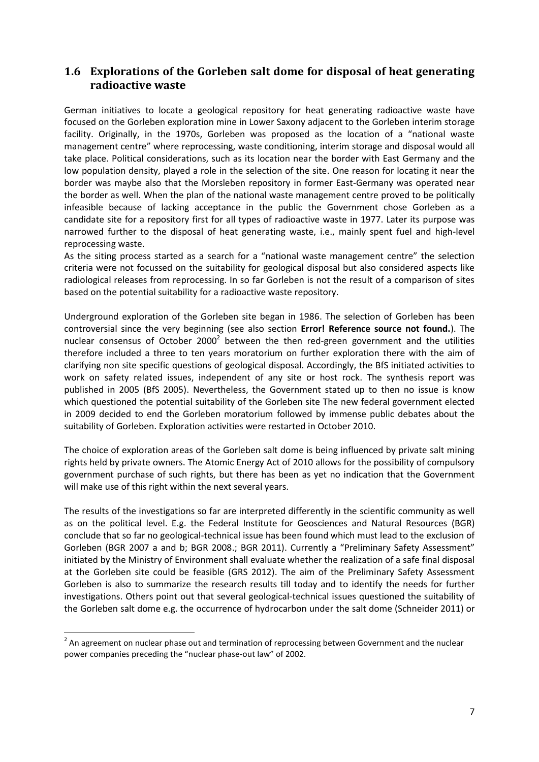## 1.6 Explorations of the Gorleben salt dome for disposal of heat generating radioactive waste

German initiatives to locate a geological repository for heat generating radioactive waste have focused on the Gorleben exploration mine in Lower Saxony adjacent to the Gorleben interim storage facility. Originally, in the 1970s, Gorleben was proposed as the location of a "national waste management centre" where reprocessing, waste conditioning, interim storage and disposal would all take place. Political considerations, such as its location near the border with East Germany and the low population density, played a role in the selection of the site. One reason for locating it near the border was maybe also that the Morsleben repository in former East-Germany was operated near the border as well. When the plan of the national waste management centre proved to be politically infeasible because of lacking acceptance in the public the Government chose Gorleben as a candidate site for a repository first for all types of radioactive waste in 1977. Later its purpose was narrowed further to the disposal of heat generating waste, i.e., mainly spent fuel and high-level reprocessing waste.

As the siting process started as a search for a "national waste management centre" the selection criteria were not focussed on the suitability for geological disposal but also considered aspects like radiological releases from reprocessing. In so far Gorleben is not the result of a comparison of sites based on the potential suitability for a radioactive waste repository.

Underground exploration of the Gorleben site began in 1986. The selection of Gorleben has been controversial since the very beginning (see also section **Error! Reference source not found.**). The nuclear consensus of October 2000[2] between the then red-green government and the utilities therefore included a three to ten years moratorium on further exploration there with the aim of clarifying non site specific questions of geological disposal. Accordingly, the BfS initiated activities to work on safety related issues, independent of any site or host rock. The synthesis report was published in 2005 (BfS 2005). Nevertheless, the Government stated up to then no issue is know which questioned the potential suitability of the Gorleben site The new federal government elected in 2009 decided to end the Gorleben moratorium followed by immense public debates about the suitability of Gorleben. Exploration activities were restarted in October 2010.

The choice of exploration areas of the Gorleben salt dome is being influenced by private salt mining rights held by private owners. The Atomic Energy Act of 2010 allows for the possibility of compulsory government purchase of such rights, but there has been as yet no indication that the Government will make use of this right within the next several years.

The results of the investigations so far are interpreted differently in the scientific community as well as on the political level. E.g. the Federal Institute for Geosciences and Natural Resources (BGR) conclude that so far no geological-technical issue has been found which must lead to the exclusion of Gorleben (BGR 2007 a and b; BGR 2008.; BGR 2011). Currently a "Preliminary Safety Assessment" initiated by the Ministry of Environment shall evaluate whether the realization of a safe final disposal at the Gorleben site could be feasible (GRS 2012). The aim of the Preliminary Safety Assessment Gorleben is also to summarize the research results till today and to identify the needs for further investigations. Others point out that several geological-technical issues questioned the suitability of the Gorleben salt dome e.g. the occurrence of hydrocarbon under the salt dome (Schneider 2011) or

[2] An agreement on nuclear phase out and termination of reprocessing between Government and the nuclear power companies preceding the "nuclear phase-out law" of 2002.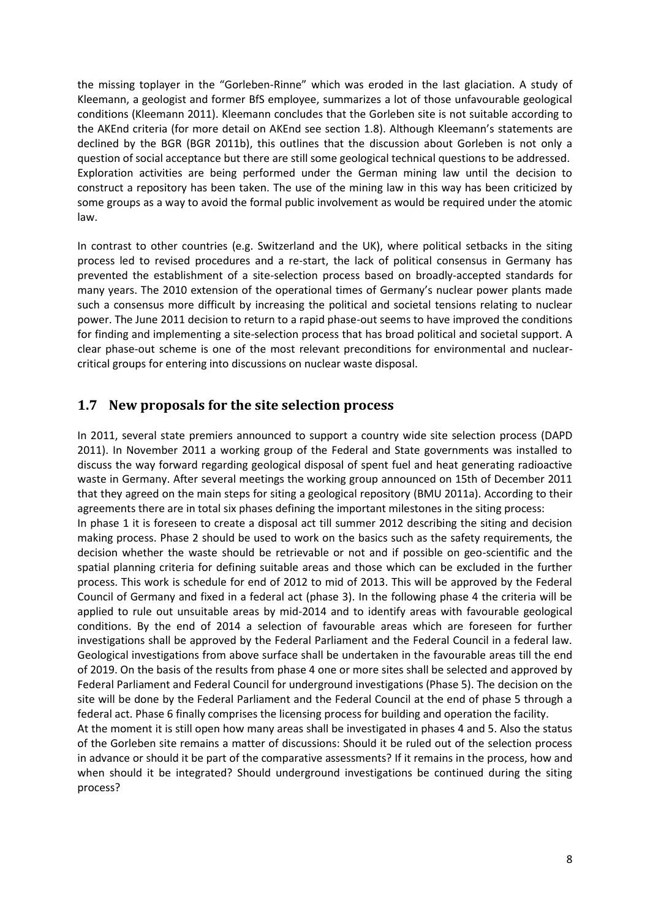the missing toplayer in the "Gorleben-Rinne" which was eroded in the last glaciation. A study of Kleemann, a geologist and former BfS employee, summarizes a lot of those unfavourable geological conditions (Kleemann 2011). Kleemann concludes that the Gorleben site is not suitable according to the AKEnd criteria (for more detail on AKEnd see section 1.8). Although Kleemann's statements are declined by the BGR (BGR 2011b), this outlines that the discussion about Gorleben is not only a question of social acceptance but there are still some geological technical questions to be addressed. Exploration activities are being performed under the German mining law until the decision to construct a repository has been taken. The use of the mining law in this way has been criticized by some groups as a way to avoid the formal public involvement as would be required under the atomic law.

In contrast to other countries (e.g. Switzerland and the UK), where political setbacks in the siting process led to revised procedures and a re-start, the lack of political consensus in Germany has prevented the establishment of a site-selection process based on broadly-accepted standards for many years. The 2010 extension of the operational times of Germany's nuclear power plants made such a consensus more difficult by increasing the political and societal tensions relating to nuclear power. The June 2011 decision to return to a rapid phase-out seems to have improved the conditions for finding and implementing a site-selection process that has broad political and societal support. A clear phase-out scheme is one of the most relevant preconditions for environmental and nuclear-critical groups for entering into discussions on nuclear waste disposal.

## 1.7 New proposals for the site selection process

In 2011, several state premiers announced to support a country wide site selection process (DAPD 2011). In November 2011 a working group of the Federal and State governments was installed to discuss the way forward regarding geological disposal of spent fuel and heat generating radioactive waste in Germany. After several meetings the working group announced on 15th of December 2011 that they agreed on the main steps for siting a geological repository (BMU 2011a). According to their agreements there are in total six phases defining the important milestones in the siting process:

In phase 1 it is foreseen to create a disposal act till summer 2012 describing the siting and decision making process. Phase 2 should be used to work on the basics such as the safety requirements, the decision whether the waste should be retrievable or not and if possible on geo-scientific and the spatial planning criteria for defining suitable areas and those which can be excluded in the further process. This work is schedule for end of 2012 to mid of 2013. This will be approved by the Federal Council of Germany and fixed in a federal act (phase 3). In the following phase 4 the criteria will be applied to rule out unsuitable areas by mid-2014 and to identify areas with favourable geological conditions. By the end of 2014 a selection of favourable areas which are foreseen for further investigations shall be approved by the Federal Parliament and the Federal Council in a federal law. Geological investigations from above surface shall be undertaken in the favourable areas till the end of 2019. On the basis of the results from phase 4 one or more sites shall be selected and approved by Federal Parliament and Federal Council for underground investigations (Phase 5). The decision on the site will be done by the Federal Parliament and the Federal Council at the end of phase 5 through a federal act. Phase 6 finally comprises the licensing process for building and operation the facility.

At the moment it is still open how many areas shall be investigated in phases 4 and 5. Also the status of the Gorleben site remains a matter of discussions: Should it be ruled out of the selection process in advance or should it be part of the comparative assessments? If it remains in the process, how and when should it be integrated? Should underground investigations be continued during the siting process?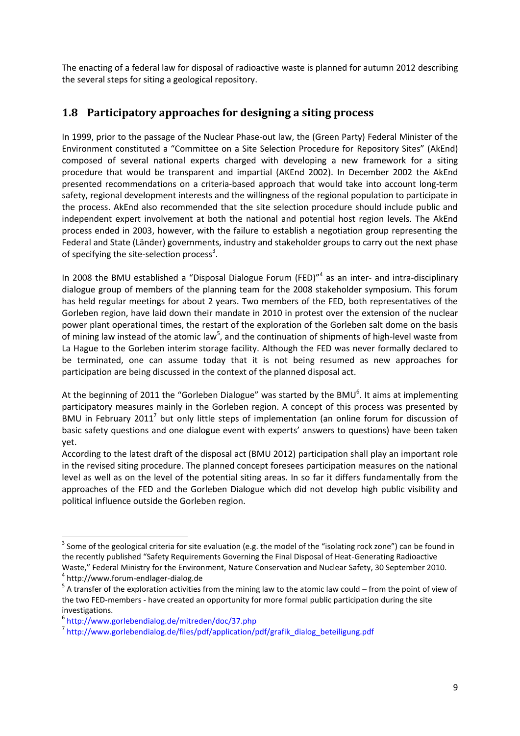The enacting of a federal law for disposal of radioactive waste is planned for autumn 2012 describing the several steps for siting a geological repository.

## 1.8 Participatory approaches for designing a siting process

In 1999, prior to the passage of the Nuclear Phase-out law, the (Green Party) Federal Minister of the Environment constituted a "Committee on a Site Selection Procedure for Repository Sites" (AkEnd) composed of several national experts charged with developing a new framework for a siting procedure that would be transparent and impartial (AKEnd 2002). In December 2002 the AkEnd presented recommendations on a criteria-based approach that would take into account long-term safety, regional development interests and the willingness of the regional population to participate in the process. AkEnd also recommended that the site selection procedure should include public and independent expert involvement at both the national and potential host region levels. The AkEnd process ended in 2003, however, with the failure to establish a negotiation group representing the Federal and State (Länder) governments, industry and stakeholder groups to carry out the next phase of specifying the site-selection process[3].

In 2008 the BMU established a "Disposal Dialogue Forum (FED)"[4] as an inter- and intra-disciplinary dialogue group of members of the planning team for the 2008 stakeholder symposium. This forum has held regular meetings for about 2 years. Two members of the FED, both representatives of the Gorleben region, have laid down their mandate in 2010 in protest over the extension of the nuclear power plant operational times, the restart of the exploration of the Gorleben salt dome on the basis of mining law instead of the atomic law[5], and the continuation of shipments of high-level waste from La Hague to the Gorleben interim storage facility. Although the FED was never formally declared to be terminated, one can assume today that it is not being resumed as new approaches for participation are being discussed in the context of the planned disposal act.

At the beginning of 2011 the "Gorleben Dialogue" was started by the BMU[6]. It aims at implementing participatory measures mainly in the Gorleben region. A concept of this process was presented by BMU in February 2011[7] but only little steps of implementation (an online forum for discussion of basic safety questions and one dialogue event with experts' answers to questions) have been taken yet.

According to the latest draft of the disposal act (BMU 2012) participation shall play an important role in the revised siting procedure. The planned concept foresees participation measures on the national level as well as on the level of the potential siting areas. In so far it differs fundamentally from the approaches of the FED and the Gorleben Dialogue which did not develop high public visibility and political influence outside the Gorleben region.

---

[3] Some of the geological criteria for site evaluation (e.g. the model of the "isolating rock zone") can be found in the recently published "Safety Requirements Governing the Final Disposal of Heat-Generating Radioactive Waste," Federal Ministry for the Environment, Nature Conservation and Nuclear Safety, 30 September 2010.

[4] http://www.forum-endlager-dialog.de

[5] A transfer of the exploration activities from the mining law to the atomic law could – from the point of view of the two FED-members - have created an opportunity for more formal public participation during the site investigations.

[6] http://www.gorlebendialog.de/mitreden/doc/37.php

[7] http://www.gorlebendialog.de/files/pdf/application/pdf/grafik_dialog_beteiligung.pdf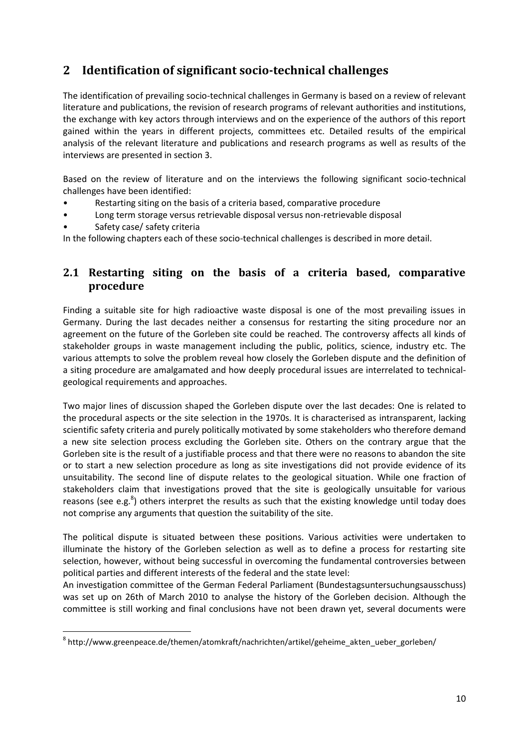# 2 Identification of significant socio-technical challenges

The identification of prevailing socio-technical challenges in Germany is based on a review of relevant literature and publications, the revision of research programs of relevant authorities and institutions, the exchange with key actors through interviews and on the experience of the authors of this report gained within the years in different projects, committees etc. Detailed results of the empirical analysis of the relevant literature and publications and research programs as well as results of the interviews are presented in section 3.

Based on the review of literature and on the interviews the following significant socio-technical challenges have been identified:

- Restarting siting on the basis of a criteria based, comparative procedure
- Long term storage versus retrievable disposal versus non-retrievable disposal
- Safety case/ safety criteria

In the following chapters each of these socio-technical challenges is described in more detail.

## 2.1 Restarting siting on the basis of a criteria based, comparative procedure

Finding a suitable site for high radioactive waste disposal is one of the most prevailing issues in Germany. During the last decades neither a consensus for restarting the siting procedure nor an agreement on the future of the Gorleben site could be reached. The controversy affects all kinds of stakeholder groups in waste management including the public, politics, science, industry etc. The various attempts to solve the problem reveal how closely the Gorleben dispute and the definition of a siting procedure are amalgamated and how deeply procedural issues are interrelated to technical-geological requirements and approaches.

Two major lines of discussion shaped the Gorleben dispute over the last decades: One is related to the procedural aspects or the site selection in the 1970s. It is characterised as intransparent, lacking scientific safety criteria and purely politically motivated by some stakeholders who therefore demand a new site selection process excluding the Gorleben site. Others on the contrary argue that the Gorleben site is the result of a justifiable process and that there were no reasons to abandon the site or to start a new selection procedure as long as site investigations did not provide evidence of its unsuitability. The second line of dispute relates to the geological situation. While one fraction of stakeholders claim that investigations proved that the site is geologically unsuitable for various reasons (see e.g.[8]) others interpret the results as such that the existing knowledge until today does not comprise any arguments that question the suitability of the site.

The political dispute is situated between these positions. Various activities were undertaken to illuminate the history of the Gorleben selection as well as to define a process for restarting site selection, however, without being successful in overcoming the fundamental controversies between political parties and different interests of the federal and the state level:

An investigation committee of the German Federal Parliament (Bundestagsuntersuchungsausschuss) was set up on 26th of March 2010 to analyse the history of the Gorleben decision. Although the committee is still working and final conclusions have not been drawn yet, several documents were

[8] http://www.greenpeace.de/themen/atomkraft/nachrichten/artikel/geheime_akten_ueber_gorleben/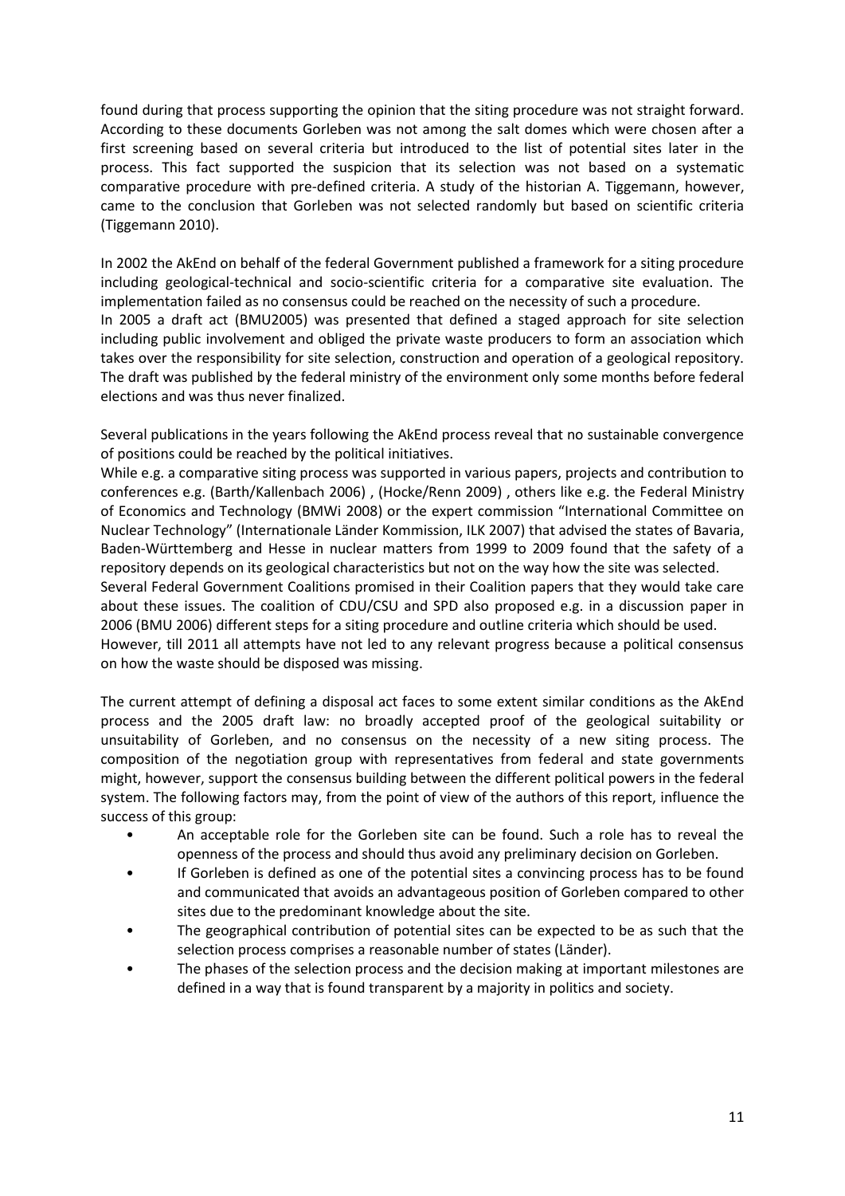found during that process supporting the opinion that the siting procedure was not straight forward. According to these documents Gorleben was not among the salt domes which were chosen after a first screening based on several criteria but introduced to the list of potential sites later in the process. This fact supported the suspicion that its selection was not based on a systematic comparative procedure with pre-defined criteria. A study of the historian A. Tiggemann, however, came to the conclusion that Gorleben was not selected randomly but based on scientific criteria (Tiggemann 2010).

In 2002 the AkEnd on behalf of the federal Government published a framework for a siting procedure including geological-technical and socio-scientific criteria for a comparative site evaluation. The implementation failed as no consensus could be reached on the necessity of such a procedure.
In 2005 a draft act (BMU2005) was presented that defined a staged approach for site selection including public involvement and obliged the private waste producers to form an association which takes over the responsibility for site selection, construction and operation of a geological repository. The draft was published by the federal ministry of the environment only some months before federal elections and was thus never finalized.

Several publications in the years following the AkEnd process reveal that no sustainable convergence of positions could be reached by the political initiatives.
While e.g. a comparative siting process was supported in various papers, projects and contribution to conferences e.g. (Barth/Kallenbach 2006) , (Hocke/Renn 2009) , others like e.g. the Federal Ministry of Economics and Technology (BMWi 2008) or the expert commission "International Committee on Nuclear Technology" (Internationale Länder Kommission, ILK 2007) that advised the states of Bavaria, Baden-Württemberg and Hesse in nuclear matters from 1999 to 2009 found that the safety of a repository depends on its geological characteristics but not on the way how the site was selected.
Several Federal Government Coalitions promised in their Coalition papers that they would take care about these issues. The coalition of CDU/CSU and SPD also proposed e.g. in a discussion paper in 2006 (BMU 2006) different steps for a siting procedure and outline criteria which should be used.
However, till 2011 all attempts have not led to any relevant progress because a political consensus on how the waste should be disposed was missing.

The current attempt of defining a disposal act faces to some extent similar conditions as the AkEnd process and the 2005 draft law: no broadly accepted proof of the geological suitability or unsuitability of Gorleben, and no consensus on the necessity of a new siting process. The composition of the negotiation group with representatives from federal and state governments might, however, support the consensus building between the different political powers in the federal system. The following factors may, from the point of view of the authors of this report, influence the success of this group:

- An acceptable role for the Gorleben site can be found. Such a role has to reveal the openness of the process and should thus avoid any preliminary decision on Gorleben.
- If Gorleben is defined as one of the potential sites a convincing process has to be found and communicated that avoids an advantageous position of Gorleben compared to other sites due to the predominant knowledge about the site.
- The geographical contribution of potential sites can be expected to be as such that the selection process comprises a reasonable number of states (Länder).
- The phases of the selection process and the decision making at important milestones are defined in a way that is found transparent by a majority in politics and society.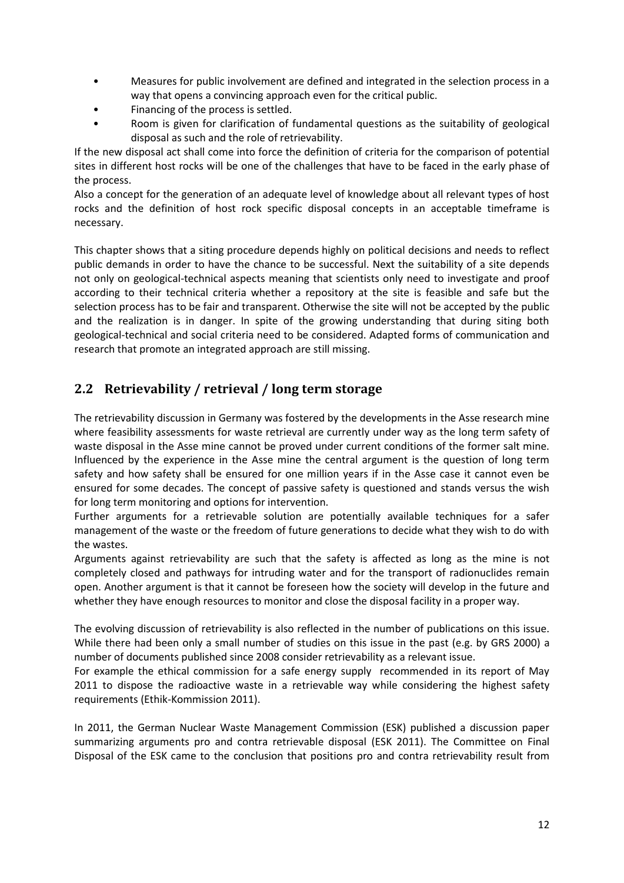- Measures for public involvement are defined and integrated in the selection process in a way that opens a convincing approach even for the critical public.
- Financing of the process is settled.
- Room is given for clarification of fundamental questions as the suitability of geological disposal as such and the role of retrievability.

If the new disposal act shall come into force the definition of criteria for the comparison of potential sites in different host rocks will be one of the challenges that have to be faced in the early phase of the process.

Also a concept for the generation of an adequate level of knowledge about all relevant types of host rocks and the definition of host rock specific disposal concepts in an acceptable timeframe is necessary.

This chapter shows that a siting procedure depends highly on political decisions and needs to reflect public demands in order to have the chance to be successful. Next the suitability of a site depends not only on geological-technical aspects meaning that scientists only need to investigate and proof according to their technical criteria whether a repository at the site is feasible and safe but the selection process has to be fair and transparent. Otherwise the site will not be accepted by the public and the realization is in danger. In spite of the growing understanding that during siting both geological-technical and social criteria need to be considered. Adapted forms of communication and research that promote an integrated approach are still missing.

## 2.2 Retrievability / retrieval / long term storage

The retrievability discussion in Germany was fostered by the developments in the Asse research mine where feasibility assessments for waste retrieval are currently under way as the long term safety of waste disposal in the Asse mine cannot be proved under current conditions of the former salt mine. Influenced by the experience in the Asse mine the central argument is the question of long term safety and how safety shall be ensured for one million years if in the Asse case it cannot even be ensured for some decades. The concept of passive safety is questioned and stands versus the wish for long term monitoring and options for intervention.

Further arguments for a retrievable solution are potentially available techniques for a safer management of the waste or the freedom of future generations to decide what they wish to do with the wastes.

Arguments against retrievability are such that the safety is affected as long as the mine is not completely closed and pathways for intruding water and for the transport of radionuclides remain open. Another argument is that it cannot be foreseen how the society will develop in the future and whether they have enough resources to monitor and close the disposal facility in a proper way.

The evolving discussion of retrievability is also reflected in the number of publications on this issue. While there had been only a small number of studies on this issue in the past (e.g. by GRS 2000) a number of documents published since 2008 consider retrievability as a relevant issue.

For example the ethical commission for a safe energy supply recommended in its report of May 2011 to dispose the radioactive waste in a retrievable way while considering the highest safety requirements (Ethik-Kommission 2011).

In 2011, the German Nuclear Waste Management Commission (ESK) published a discussion paper summarizing arguments pro and contra retrievable disposal (ESK 2011). The Committee on Final Disposal of the ESK came to the conclusion that positions pro and contra retrievability result from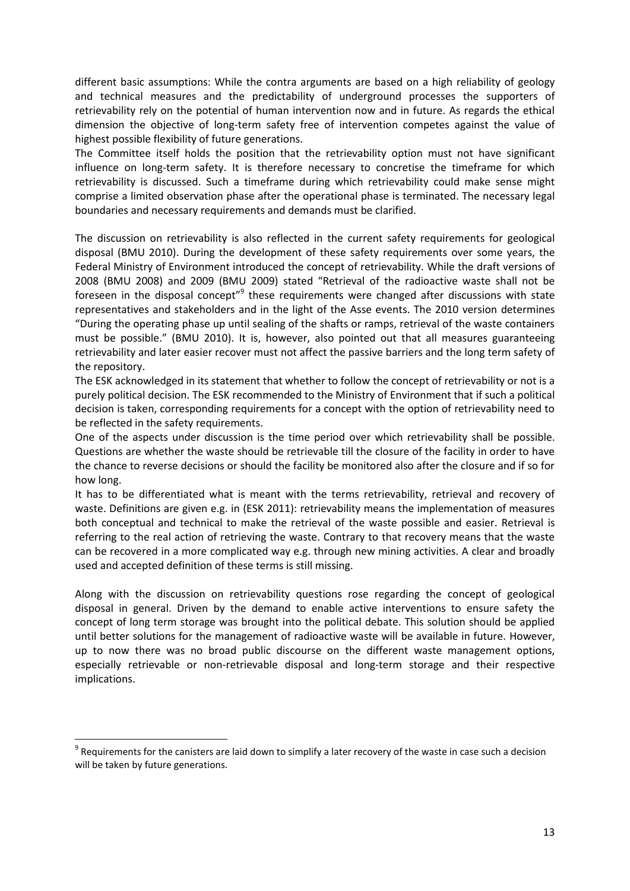different basic assumptions: While the contra arguments are based on a high reliability of geology and technical measures and the predictability of underground processes the supporters of retrievability rely on the potential of human intervention now and in future. As regards the ethical dimension the objective of long-term safety free of intervention competes against the value of highest possible flexibility of future generations.

The Committee itself holds the position that the retrievability option must not have significant influence on long-term safety. It is therefore necessary to concretise the timeframe for which retrievability is discussed. Such a timeframe during which retrievability could make sense might comprise a limited observation phase after the operational phase is terminated. The necessary legal boundaries and necessary requirements and demands must be clarified.

The discussion on retrievability is also reflected in the current safety requirements for geological disposal (BMU 2010). During the development of these safety requirements over some years, the Federal Ministry of Environment introduced the concept of retrievability. While the draft versions of 2008 (BMU 2008) and 2009 (BMU 2009) stated "Retrieval of the radioactive waste shall not be foreseen in the disposal concept"[9] these requirements were changed after discussions with state representatives and stakeholders and in the light of the Asse events. The 2010 version determines "During the operating phase up until sealing of the shafts or ramps, retrieval of the waste containers must be possible." (BMU 2010). It is, however, also pointed out that all measures guaranteeing retrievability and later easier recover must not affect the passive barriers and the long term safety of the repository.

The ESK acknowledged in its statement that whether to follow the concept of retrievability or not is a purely political decision. The ESK recommended to the Ministry of Environment that if such a political decision is taken, corresponding requirements for a concept with the option of retrievability need to be reflected in the safety requirements.

One of the aspects under discussion is the time period over which retrievability shall be possible. Questions are whether the waste should be retrievable till the closure of the facility in order to have the chance to reverse decisions or should the facility be monitored also after the closure and if so for how long.

It has to be differentiated what is meant with the terms retrievability, retrieval and recovery of waste. Definitions are given e.g. in (ESK 2011): retrievability means the implementation of measures both conceptual and technical to make the retrieval of the waste possible and easier. Retrieval is referring to the real action of retrieving the waste. Contrary to that recovery means that the waste can be recovered in a more complicated way e.g. through new mining activities. A clear and broadly used and accepted definition of these terms is still missing.

Along with the discussion on retrievability questions rose regarding the concept of geological disposal in general. Driven by the demand to enable active interventions to ensure safety the concept of long term storage was brought into the political debate. This solution should be applied until better solutions for the management of radioactive waste will be available in future. However, up to now there was no broad public discourse on the different waste management options, especially retrievable or non-retrievable disposal and long-term storage and their respective implications.

---

[9] Requirements for the canisters are laid down to simplify a later recovery of the waste in case such a decision will be taken by future generations.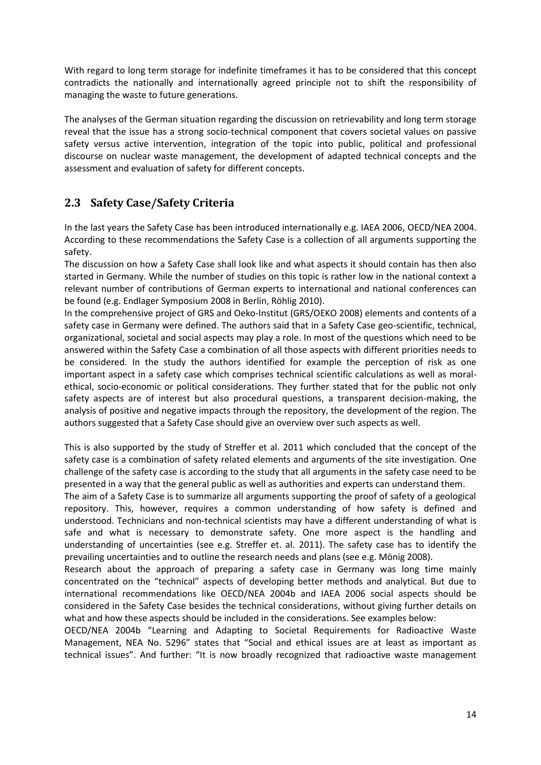With regard to long term storage for indefinite timeframes it has to be considered that this concept contradicts the nationally and internationally agreed principle not to shift the responsibility of managing the waste to future generations.

The analyses of the German situation regarding the discussion on retrievability and long term storage reveal that the issue has a strong socio-technical component that covers societal values on passive safety versus active intervention, integration of the topic into public, political and professional discourse on nuclear waste management, the development of adapted technical concepts and the assessment and evaluation of safety for different concepts.

## 2.3 Safety Case/Safety Criteria

In the last years the Safety Case has been introduced internationally e.g. IAEA 2006, OECD/NEA 2004. According to these recommendations the Safety Case is a collection of all arguments supporting the safety.

The discussion on how a Safety Case shall look like and what aspects it should contain has then also started in Germany. While the number of studies on this topic is rather low in the national context a relevant number of contributions of German experts to international and national conferences can be found (e.g. Endlager Symposium 2008 in Berlin, Röhlig 2010).

In the comprehensive project of GRS and Oeko-Institut (GRS/OEKO 2008) elements and contents of a safety case in Germany were defined. The authors said that in a Safety Case geo-scientific, technical, organizational, societal and social aspects may play a role. In most of the questions which need to be answered within the Safety Case a combination of all those aspects with different priorities needs to be considered. In the study the authors identified for example the perception of risk as one important aspect in a safety case which comprises technical scientific calculations as well as moral-ethical, socio-economic or political considerations. They further stated that for the public not only safety aspects are of interest but also procedural questions, a transparent decision-making, the analysis of positive and negative impacts through the repository, the development of the region. The authors suggested that a Safety Case should give an overview over such aspects as well.

This is also supported by the study of Streffer et al. 2011 which concluded that the concept of the safety case is a combination of safety related elements and arguments of the site investigation. One challenge of the safety case is according to the study that all arguments in the safety case need to be presented in a way that the general public as well as authorities and experts can understand them.

The aim of a Safety Case is to summarize all arguments supporting the proof of safety of a geological repository. This, however, requires a common understanding of how safety is defined and understood. Technicians and non-technical scientists may have a different understanding of what is safe and what is necessary to demonstrate safety. One more aspect is the handling and understanding of uncertainties (see e.g. Streffer et. al. 2011). The safety case has to identify the prevailing uncertainties and to outline the research needs and plans (see e.g. Mönig 2008).

Research about the approach of preparing a safety case in Germany was long time mainly concentrated on the "technical" aspects of developing better methods and analytical. But due to international recommendations like OECD/NEA 2004b and IAEA 2006 social aspects should be considered in the Safety Case besides the technical considerations, without giving further details on what and how these aspects should be included in the considerations. See examples below:

OECD/NEA 2004b "Learning and Adapting to Societal Requirements for Radioactive Waste Management, NEA No. 5296" states that "Social and ethical issues are at least as important as technical issues". And further: "It is now broadly recognized that radioactive waste management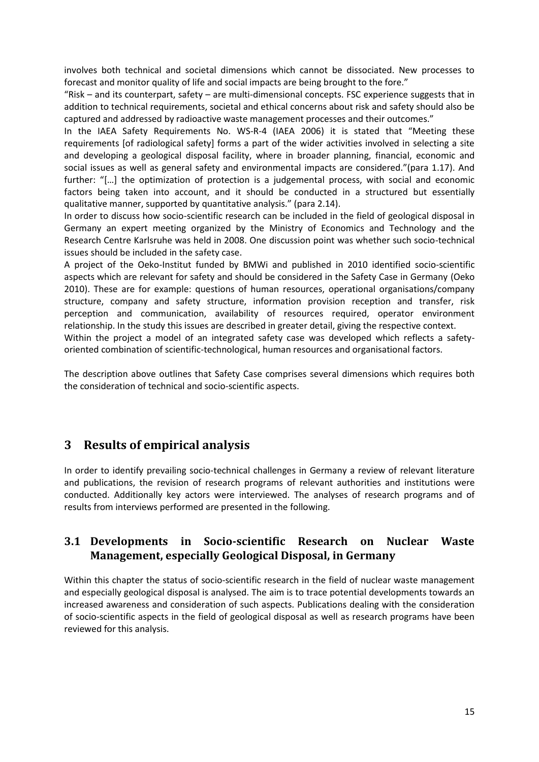involves both technical and societal dimensions which cannot be dissociated. New processes to forecast and monitor quality of life and social impacts are being brought to the fore."

"Risk – and its counterpart, safety – are multi-dimensional concepts. FSC experience suggests that in addition to technical requirements, societal and ethical concerns about risk and safety should also be captured and addressed by radioactive waste management processes and their outcomes."

In the IAEA Safety Requirements No. WS-R-4 (IAEA 2006) it is stated that "Meeting these requirements [of radiological safety] forms a part of the wider activities involved in selecting a site and developing a geological disposal facility, where in broader planning, financial, economic and social issues as well as general safety and environmental impacts are considered."(para 1.17). And further: "[…] the optimization of protection is a judgemental process, with social and economic factors being taken into account, and it should be conducted in a structured but essentially qualitative manner, supported by quantitative analysis." (para 2.14).

In order to discuss how socio-scientific research can be included in the field of geological disposal in Germany an expert meeting organized by the Ministry of Economics and Technology and the Research Centre Karlsruhe was held in 2008. One discussion point was whether such socio-technical issues should be included in the safety case.

A project of the Oeko-Institut funded by BMWi and published in 2010 identified socio-scientific aspects which are relevant for safety and should be considered in the Safety Case in Germany (Oeko 2010). These are for example: questions of human resources, operational organisations/company structure, company and safety structure, information provision reception and transfer, risk perception and communication, availability of resources required, operator environment relationship. In the study this issues are described in greater detail, giving the respective context.

Within the project a model of an integrated safety case was developed which reflects a safety-oriented combination of scientific-technological, human resources and organisational factors.

The description above outlines that Safety Case comprises several dimensions which requires both the consideration of technical and socio-scientific aspects.

# 3 Results of empirical analysis

In order to identify prevailing socio-technical challenges in Germany a review of relevant literature and publications, the revision of research programs of relevant authorities and institutions were conducted. Additionally key actors were interviewed. The analyses of research programs and of results from interviews performed are presented in the following.

## 3.1 Developments in Socio-scientific Research on Nuclear Waste Management, especially Geological Disposal, in Germany

Within this chapter the status of socio-scientific research in the field of nuclear waste management and especially geological disposal is analysed. The aim is to trace potential developments towards an increased awareness and consideration of such aspects. Publications dealing with the consideration of socio-scientific aspects in the field of geological disposal as well as research programs have been reviewed for this analysis.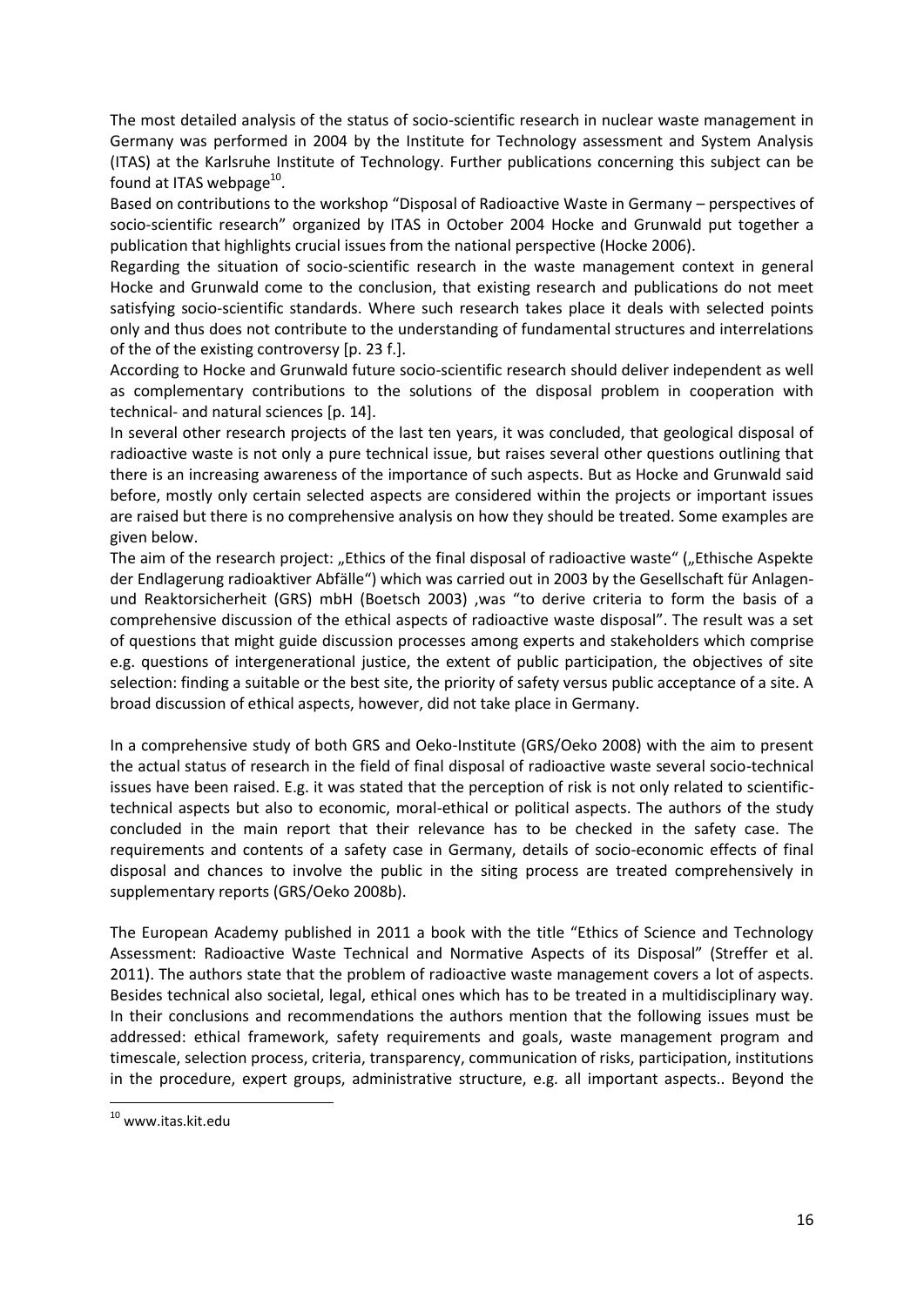The most detailed analysis of the status of socio-scientific research in nuclear waste management in Germany was performed in 2004 by the Institute for Technology assessment and System Analysis (ITAS) at the Karlsruhe Institute of Technology. Further publications concerning this subject can be found at ITAS webpage[10].

Based on contributions to the workshop "Disposal of Radioactive Waste in Germany – perspectives of socio-scientific research" organized by ITAS in October 2004 Hocke and Grunwald put together a publication that highlights crucial issues from the national perspective (Hocke 2006).

Regarding the situation of socio-scientific research in the waste management context in general Hocke and Grunwald come to the conclusion, that existing research and publications do not meet satisfying socio-scientific standards. Where such research takes place it deals with selected points only and thus does not contribute to the understanding of fundamental structures and interrelations of the of the existing controversy [p. 23 f.].

According to Hocke and Grunwald future socio-scientific research should deliver independent as well as complementary contributions to the solutions of the disposal problem in cooperation with technical- and natural sciences [p. 14].

In several other research projects of the last ten years, it was concluded, that geological disposal of radioactive waste is not only a pure technical issue, but raises several other questions outlining that there is an increasing awareness of the importance of such aspects. But as Hocke and Grunwald said before, mostly only certain selected aspects are considered within the projects or important issues are raised but there is no comprehensive analysis on how they should be treated. Some examples are given below.

The aim of the research project: „Ethics of the final disposal of radioactive waste" („Ethische Aspekte der Endlagerung radioaktiver Abfälle") which was carried out in 2003 by the Gesellschaft für Anlagen- und Reaktorsicherheit (GRS) mbH (Boetsch 2003) ,was "to derive criteria to form the basis of a comprehensive discussion of the ethical aspects of radioactive waste disposal". The result was a set of questions that might guide discussion processes among experts and stakeholders which comprise e.g. questions of intergenerational justice, the extent of public participation, the objectives of site selection: finding a suitable or the best site, the priority of safety versus public acceptance of a site. A broad discussion of ethical aspects, however, did not take place in Germany.

In a comprehensive study of both GRS and Oeko-Institute (GRS/Oeko 2008) with the aim to present the actual status of research in the field of final disposal of radioactive waste several socio-technical issues have been raised. E.g. it was stated that the perception of risk is not only related to scientific-technical aspects but also to economic, moral-ethical or political aspects. The authors of the study concluded in the main report that their relevance has to be checked in the safety case. The requirements and contents of a safety case in Germany, details of socio-economic effects of final disposal and chances to involve the public in the siting process are treated comprehensively in supplementary reports (GRS/Oeko 2008b).

The European Academy published in 2011 a book with the title "Ethics of Science and Technology Assessment: Radioactive Waste Technical and Normative Aspects of its Disposal" (Streffer et al. 2011). The authors state that the problem of radioactive waste management covers a lot of aspects. Besides technical also societal, legal, ethical ones which has to be treated in a multidisciplinary way. In their conclusions and recommendations the authors mention that the following issues must be addressed: ethical framework, safety requirements and goals, waste management program and timescale, selection process, criteria, transparency, communication of risks, participation, institutions in the procedure, expert groups, administrative structure, e.g. all important aspects.. Beyond the

[10] www.itas.kit.edu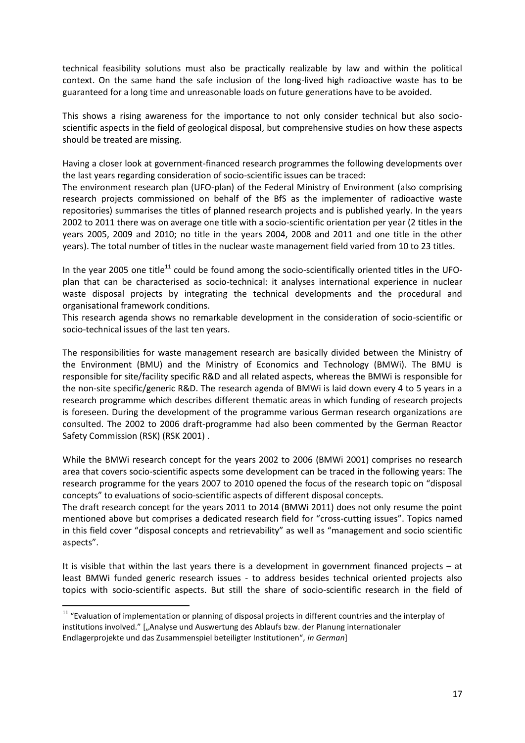technical feasibility solutions must also be practically realizable by law and within the political context. On the same hand the safe inclusion of the long-lived high radioactive waste has to be guaranteed for a long time and unreasonable loads on future generations have to be avoided.

This shows a rising awareness for the importance to not only consider technical but also socio-scientific aspects in the field of geological disposal, but comprehensive studies on how these aspects should be treated are missing.

Having a closer look at government-financed research programmes the following developments over the last years regarding consideration of socio-scientific issues can be traced:
The environment research plan (UFO-plan) of the Federal Ministry of Environment (also comprising research projects commissioned on behalf of the BfS as the implementer of radioactive waste repositories) summarises the titles of planned research projects and is published yearly. In the years 2002 to 2011 there was on average one title with a socio-scientific orientation per year (2 titles in the years 2005, 2009 and 2010; no title in the years 2004, 2008 and 2011 and one title in the other years). The total number of titles in the nuclear waste management field varied from 10 to 23 titles.

In the year 2005 one title[11] could be found among the socio-scientifically oriented titles in the UFO-plan that can be characterised as socio-technical: it analyses international experience in nuclear waste disposal projects by integrating the technical developments and the procedural and organisational framework conditions.
This research agenda shows no remarkable development in the consideration of socio-scientific or socio-technical issues of the last ten years.

The responsibilities for waste management research are basically divided between the Ministry of the Environment (BMU) and the Ministry of Economics and Technology (BMWi). The BMU is responsible for site/facility specific R&D and all related aspects, whereas the BMWi is responsible for the non-site specific/generic R&D. The research agenda of BMWi is laid down every 4 to 5 years in a research programme which describes different thematic areas in which funding of research projects is foreseen. During the development of the programme various German research organizations are consulted. The 2002 to 2006 draft-programme had also been commented by the German Reactor Safety Commission (RSK) (RSK 2001) .

While the BMWi research concept for the years 2002 to 2006 (BMWi 2001) comprises no research area that covers socio-scientific aspects some development can be traced in the following years: The research programme for the years 2007 to 2010 opened the focus of the research topic on "disposal concepts" to evaluations of socio-scientific aspects of different disposal concepts.
The draft research concept for the years 2011 to 2014 (BMWi 2011) does not only resume the point mentioned above but comprises a dedicated research field for "cross-cutting issues". Topics named in this field cover "disposal concepts and retrievability" as well as "management and socio scientific aspects".

It is visible that within the last years there is a development in government financed projects – at least BMWi funded generic research issues - to address besides technical oriented projects also topics with socio-scientific aspects. But still the share of socio-scientific research in the field of

---

[11] "Evaluation of implementation or planning of disposal projects in different countries and the interplay of institutions involved." [„Analyse und Auswertung des Ablaufs bzw. der Planung internationaler Endlagerprojekte und das Zusammenspiel beteiligter Institutionen", *in German*]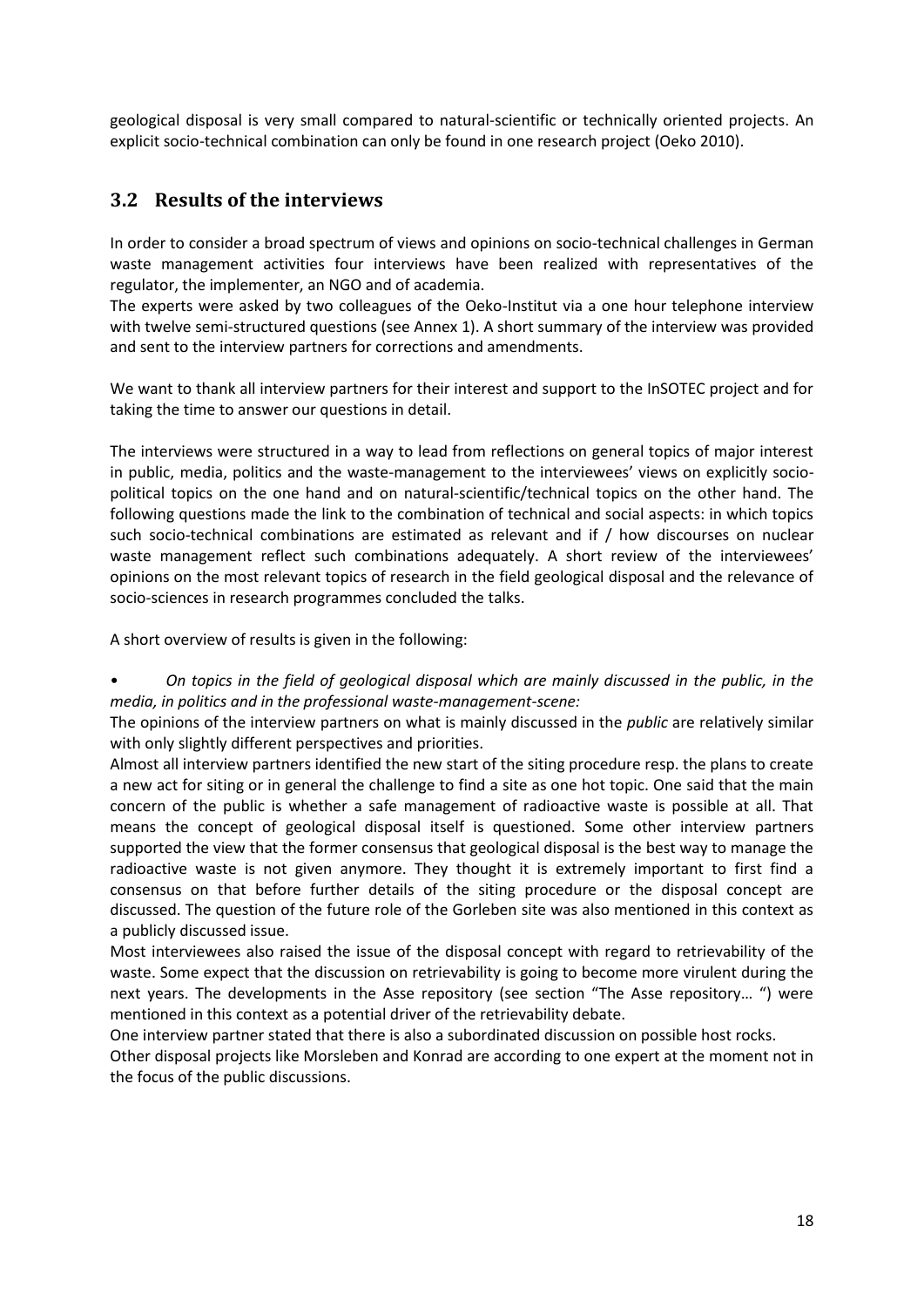geological disposal is very small compared to natural-scientific or technically oriented projects. An explicit socio-technical combination can only be found in one research project (Oeko 2010).

## 3.2 Results of the interviews

In order to consider a broad spectrum of views and opinions on socio-technical challenges in German waste management activities four interviews have been realized with representatives of the regulator, the implementer, an NGO and of academia.

The experts were asked by two colleagues of the Oeko-Institut via a one hour telephone interview with twelve semi-structured questions (see Annex 1). A short summary of the interview was provided and sent to the interview partners for corrections and amendments.

We want to thank all interview partners for their interest and support to the InSOTEC project and for taking the time to answer our questions in detail.

The interviews were structured in a way to lead from reflections on general topics of major interest in public, media, politics and the waste-management to the interviewees' views on explicitly socio-political topics on the one hand and on natural-scientific/technical topics on the other hand. The following questions made the link to the combination of technical and social aspects: in which topics such socio-technical combinations are estimated as relevant and if / how discourses on nuclear waste management reflect such combinations adequately. A short review of the interviewees' opinions on the most relevant topics of research in the field geological disposal and the relevance of socio-sciences in research programmes concluded the talks.

A short overview of results is given in the following:

- *On topics in the field of geological disposal which are mainly discussed in the public, in the media, in politics and in the professional waste-management-scene:*

The opinions of the interview partners on what is mainly discussed in the *public* are relatively similar with only slightly different perspectives and priorities.

Almost all interview partners identified the new start of the siting procedure resp. the plans to create a new act for siting or in general the challenge to find a site as one hot topic. One said that the main concern of the public is whether a safe management of radioactive waste is possible at all. That means the concept of geological disposal itself is questioned. Some other interview partners supported the view that the former consensus that geological disposal is the best way to manage the radioactive waste is not given anymore. They thought it is extremely important to first find a consensus on that before further details of the siting procedure or the disposal concept are discussed. The question of the future role of the Gorleben site was also mentioned in this context as a publicly discussed issue.

Most interviewees also raised the issue of the disposal concept with regard to retrievability of the waste. Some expect that the discussion on retrievability is going to become more virulent during the next years. The developments in the Asse repository (see section "The Asse repository… ") were mentioned in this context as a potential driver of the retrievability debate.

One interview partner stated that there is also a subordinated discussion on possible host rocks.

Other disposal projects like Morsleben and Konrad are according to one expert at the moment not in the focus of the public discussions.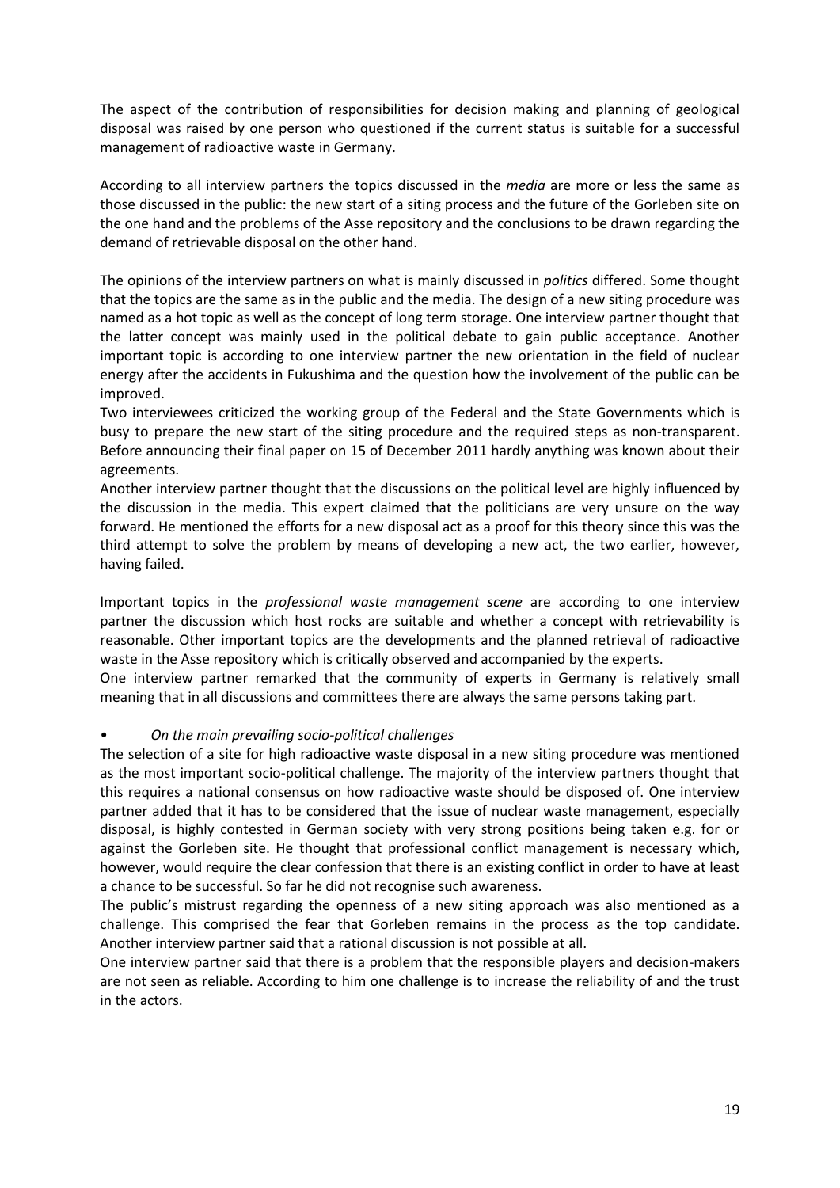The aspect of the contribution of responsibilities for decision making and planning of geological disposal was raised by one person who questioned if the current status is suitable for a successful management of radioactive waste in Germany.

According to all interview partners the topics discussed in the *media* are more or less the same as those discussed in the public: the new start of a siting process and the future of the Gorleben site on the one hand and the problems of the Asse repository and the conclusions to be drawn regarding the demand of retrievable disposal on the other hand.

The opinions of the interview partners on what is mainly discussed in *politics* differed. Some thought that the topics are the same as in the public and the media. The design of a new siting procedure was named as a hot topic as well as the concept of long term storage. One interview partner thought that the latter concept was mainly used in the political debate to gain public acceptance. Another important topic is according to one interview partner the new orientation in the field of nuclear energy after the accidents in Fukushima and the question how the involvement of the public can be improved.

Two interviewees criticized the working group of the Federal and the State Governments which is busy to prepare the new start of the siting procedure and the required steps as non-transparent. Before announcing their final paper on 15 of December 2011 hardly anything was known about their agreements.

Another interview partner thought that the discussions on the political level are highly influenced by the discussion in the media. This expert claimed that the politicians are very unsure on the way forward. He mentioned the efforts for a new disposal act as a proof for this theory since this was the third attempt to solve the problem by means of developing a new act, the two earlier, however, having failed.

Important topics in the *professional waste management scene* are according to one interview partner the discussion which host rocks are suitable and whether a concept with retrievability is reasonable. Other important topics are the developments and the planned retrieval of radioactive waste in the Asse repository which is critically observed and accompanied by the experts.

One interview partner remarked that the community of experts in Germany is relatively small meaning that in all discussions and committees there are always the same persons taking part.

- *On the main prevailing socio-political challenges*

The selection of a site for high radioactive waste disposal in a new siting procedure was mentioned as the most important socio-political challenge. The majority of the interview partners thought that this requires a national consensus on how radioactive waste should be disposed of. One interview partner added that it has to be considered that the issue of nuclear waste management, especially disposal, is highly contested in German society with very strong positions being taken e.g. for or against the Gorleben site. He thought that professional conflict management is necessary which, however, would require the clear confession that there is an existing conflict in order to have at least a chance to be successful. So far he did not recognise such awareness.

The public's mistrust regarding the openness of a new siting approach was also mentioned as a challenge. This comprised the fear that Gorleben remains in the process as the top candidate. Another interview partner said that a rational discussion is not possible at all.

One interview partner said that there is a problem that the responsible players and decision-makers are not seen as reliable. According to him one challenge is to increase the reliability of and the trust in the actors.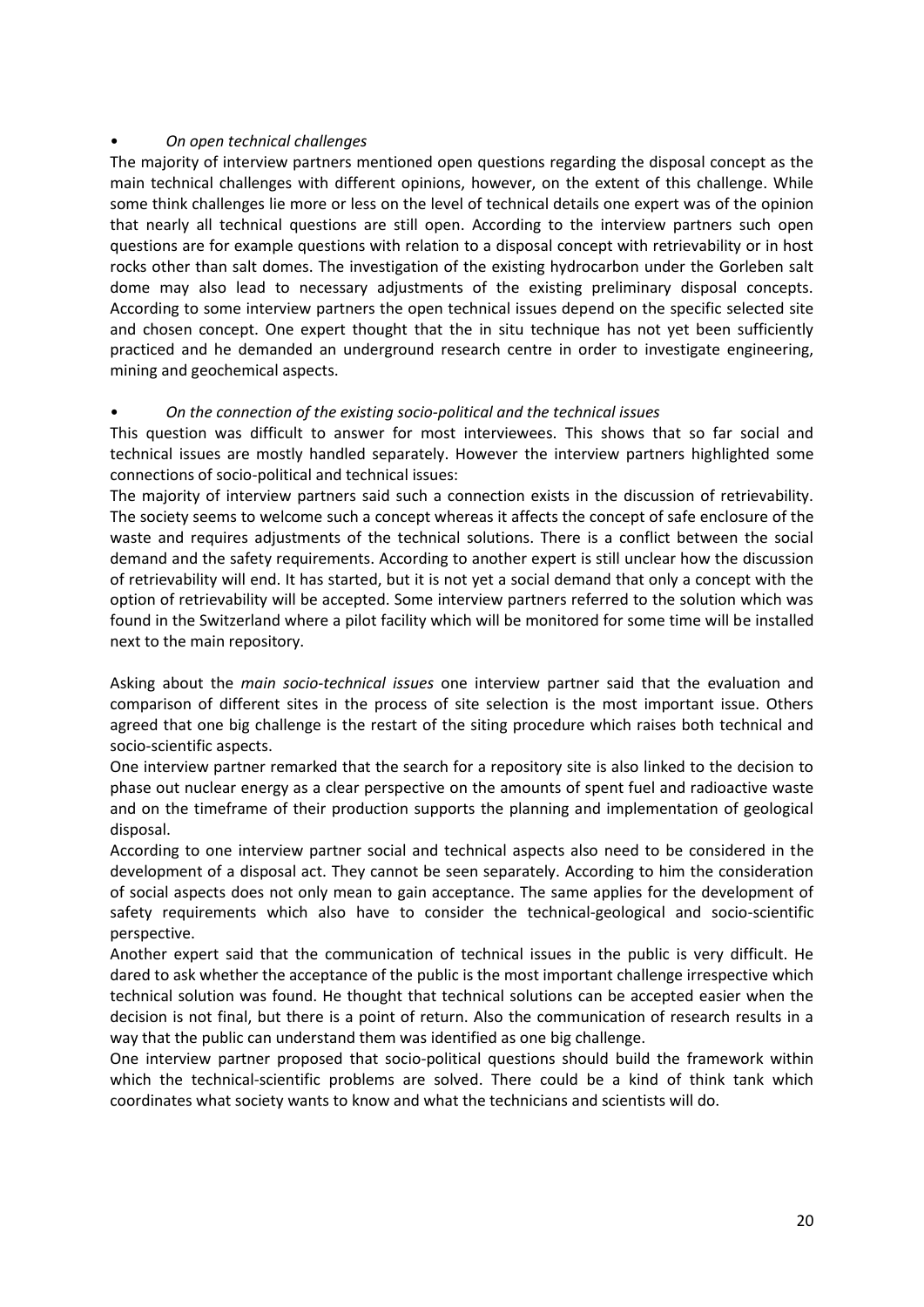- *On open technical challenges*

The majority of interview partners mentioned open questions regarding the disposal concept as the main technical challenges with different opinions, however, on the extent of this challenge. While some think challenges lie more or less on the level of technical details one expert was of the opinion that nearly all technical questions are still open. According to the interview partners such open questions are for example questions with relation to a disposal concept with retrievability or in host rocks other than salt domes. The investigation of the existing hydrocarbon under the Gorleben salt dome may also lead to necessary adjustments of the existing preliminary disposal concepts. According to some interview partners the open technical issues depend on the specific selected site and chosen concept. One expert thought that the in situ technique has not yet been sufficiently practiced and he demanded an underground research centre in order to investigate engineering, mining and geochemical aspects.

- *On the connection of the existing socio-political and the technical issues*

This question was difficult to answer for most interviewees. This shows that so far social and technical issues are mostly handled separately. However the interview partners highlighted some connections of socio-political and technical issues:

The majority of interview partners said such a connection exists in the discussion of retrievability. The society seems to welcome such a concept whereas it affects the concept of safe enclosure of the waste and requires adjustments of the technical solutions. There is a conflict between the social demand and the safety requirements. According to another expert is still unclear how the discussion of retrievability will end. It has started, but it is not yet a social demand that only a concept with the option of retrievability will be accepted. Some interview partners referred to the solution which was found in the Switzerland where a pilot facility which will be monitored for some time will be installed next to the main repository.

Asking about the *main socio-technical issues* one interview partner said that the evaluation and comparison of different sites in the process of site selection is the most important issue. Others agreed that one big challenge is the restart of the siting procedure which raises both technical and socio-scientific aspects.

One interview partner remarked that the search for a repository site is also linked to the decision to phase out nuclear energy as a clear perspective on the amounts of spent fuel and radioactive waste and on the timeframe of their production supports the planning and implementation of geological disposal.

According to one interview partner social and technical aspects also need to be considered in the development of a disposal act. They cannot be seen separately. According to him the consideration of social aspects does not only mean to gain acceptance. The same applies for the development of safety requirements which also have to consider the technical-geological and socio-scientific perspective.

Another expert said that the communication of technical issues in the public is very difficult. He dared to ask whether the acceptance of the public is the most important challenge irrespective which technical solution was found. He thought that technical solutions can be accepted easier when the decision is not final, but there is a point of return. Also the communication of research results in a way that the public can understand them was identified as one big challenge.

One interview partner proposed that socio-political questions should build the framework within which the technical-scientific problems are solved. There could be a kind of think tank which coordinates what society wants to know and what the technicians and scientists will do.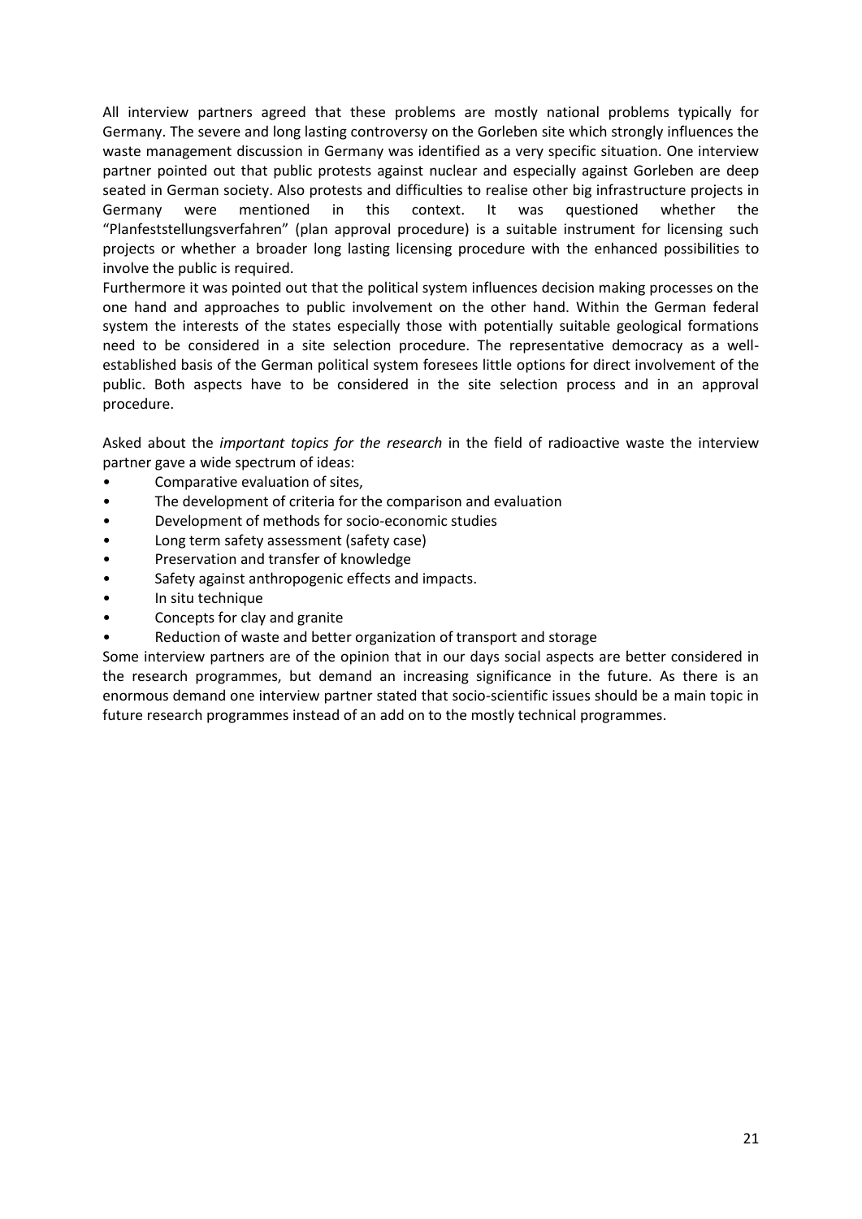All interview partners agreed that these problems are mostly national problems typically for Germany. The severe and long lasting controversy on the Gorleben site which strongly influences the waste management discussion in Germany was identified as a very specific situation. One interview partner pointed out that public protests against nuclear and especially against Gorleben are deep seated in German society. Also protests and difficulties to realise other big infrastructure projects in Germany were mentioned in this context. It was questioned whether the "Planfeststellungsverfahren" (plan approval procedure) is a suitable instrument for licensing such projects or whether a broader long lasting licensing procedure with the enhanced possibilities to involve the public is required.

Furthermore it was pointed out that the political system influences decision making processes on the one hand and approaches to public involvement on the other hand. Within the German federal system the interests of the states especially those with potentially suitable geological formations need to be considered in a site selection procedure. The representative democracy as a well-established basis of the German political system foresees little options for direct involvement of the public. Both aspects have to be considered in the site selection process and in an approval procedure.

Asked about the *important topics for the research* in the field of radioactive waste the interview partner gave a wide spectrum of ideas:

- Comparative evaluation of sites,
- The development of criteria for the comparison and evaluation
- Development of methods for socio-economic studies
- Long term safety assessment (safety case)
- Preservation and transfer of knowledge
- Safety against anthropogenic effects and impacts.
- In situ technique
- Concepts for clay and granite
- Reduction of waste and better organization of transport and storage

Some interview partners are of the opinion that in our days social aspects are better considered in the research programmes, but demand an increasing significance in the future. As there is an enormous demand one interview partner stated that socio-scientific issues should be a main topic in future research programmes instead of an add on to the mostly technical programmes.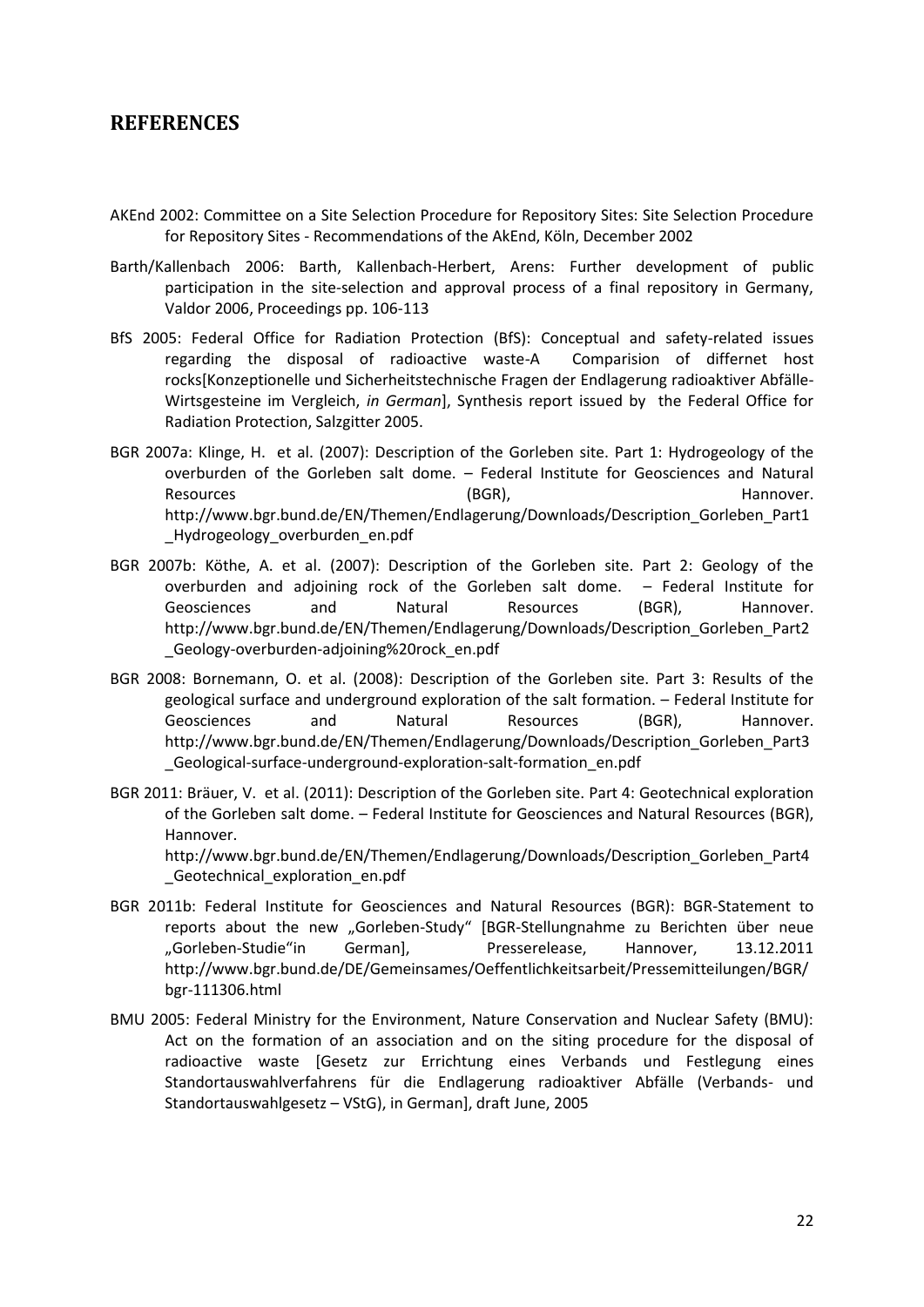# REFERENCES

AKEnd 2002: Committee on a Site Selection Procedure for Repository Sites: Site Selection Procedure for Repository Sites - Recommendations of the AkEnd, Köln, December 2002

Barth/Kallenbach 2006: Barth, Kallenbach-Herbert, Arens: Further development of public participation in the site-selection and approval process of a final repository in Germany, Valdor 2006, Proceedings pp. 106-113

BfS 2005: Federal Office for Radiation Protection (BfS): Conceptual and safety-related issues regarding the disposal of radioactive waste-A Comparision of differnet host rocks[Konzeptionelle und Sicherheitstechnische Fragen der Endlagerung radioaktiver Abfälle-Wirtsgesteine im Vergleich, *in German*], Synthesis report issued by the Federal Office for Radiation Protection, Salzgitter 2005.

BGR 2007a: Klinge, H. et al. (2007): Description of the Gorleben site. Part 1: Hydrogeology of the overburden of the Gorleben salt dome. – Federal Institute for Geosciences and Natural Resources (BGR), Hannover. http://www.bgr.bund.de/EN/Themen/Endlagerung/Downloads/Description_Gorleben_Part1_Hydrogeology_overburden_en.pdf

BGR 2007b: Köthe, A. et al. (2007): Description of the Gorleben site. Part 2: Geology of the overburden and adjoining rock of the Gorleben salt dome. – Federal Institute for Geosciences and Natural Resources (BGR), Hannover. http://www.bgr.bund.de/EN/Themen/Endlagerung/Downloads/Description_Gorleben_Part2_Geology-overburden-adjoining%20rock_en.pdf

BGR 2008: Bornemann, O. et al. (2008): Description of the Gorleben site. Part 3: Results of the geological surface and underground exploration of the salt formation. – Federal Institute for Geosciences and Natural Resources (BGR), Hannover. http://www.bgr.bund.de/EN/Themen/Endlagerung/Downloads/Description_Gorleben_Part3_Geological-surface-underground-exploration-salt-formation_en.pdf

BGR 2011: Bräuer, V. et al. (2011): Description of the Gorleben site. Part 4: Geotechnical exploration of the Gorleben salt dome. – Federal Institute for Geosciences and Natural Resources (BGR), Hannover. http://www.bgr.bund.de/EN/Themen/Endlagerung/Downloads/Description_Gorleben_Part4_Geotechnical_exploration_en.pdf

BGR 2011b: Federal Institute for Geosciences and Natural Resources (BGR): BGR-Statement to reports about the new „Gorleben-Study" [BGR-Stellungnahme zu Berichten über neue „Gorleben-Studie"in German], Presserelease, Hannover, 13.12.2011 http://www.bgr.bund.de/DE/Gemeinsames/Oeffentlichkeitsarbeit/Pressemitteilungen/BGR/bgr-111306.html

BMU 2005: Federal Ministry for the Environment, Nature Conservation and Nuclear Safety (BMU): Act on the formation of an association and on the siting procedure for the disposal of radioactive waste [Gesetz zur Errichtung eines Verbands und Festlegung eines Standortauswahlverfahrens für die Endlagerung radioaktiver Abfälle (Verbands- und Standortauswahlgesetz – VStG), in German], draft June, 2005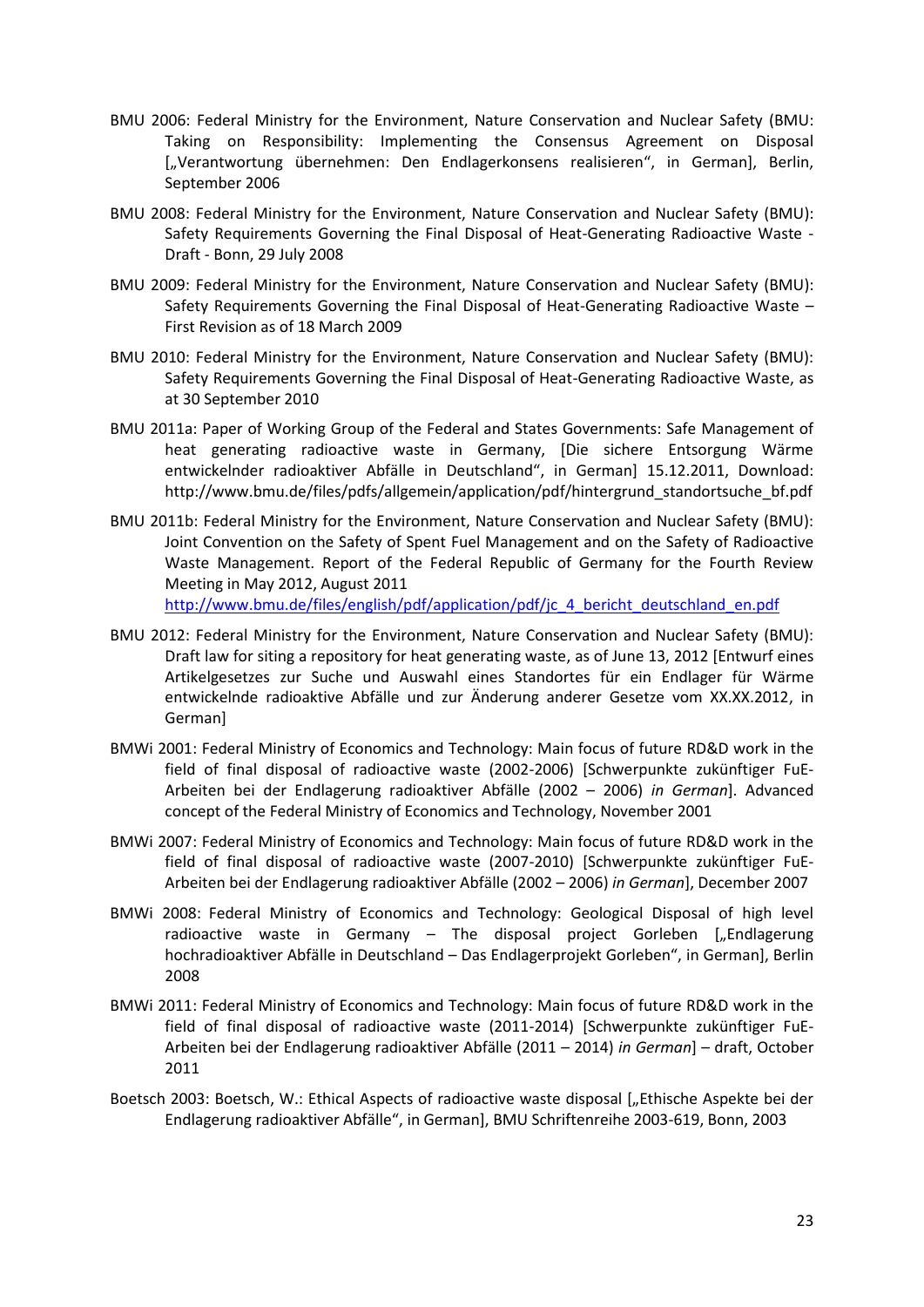BMU 2006: Federal Ministry for the Environment, Nature Conservation and Nuclear Safety (BMU: Taking on Responsibility: Implementing the Consensus Agreement on Disposal [„Verantwortung übernehmen: Den Endlagerkonsens realisieren“, in German], Berlin, September 2006

BMU 2008: Federal Ministry for the Environment, Nature Conservation and Nuclear Safety (BMU): Safety Requirements Governing the Final Disposal of Heat-Generating Radioactive Waste - Draft - Bonn, 29 July 2008

BMU 2009: Federal Ministry for the Environment, Nature Conservation and Nuclear Safety (BMU): Safety Requirements Governing the Final Disposal of Heat-Generating Radioactive Waste – First Revision as of 18 March 2009

BMU 2010: Federal Ministry for the Environment, Nature Conservation and Nuclear Safety (BMU): Safety Requirements Governing the Final Disposal of Heat-Generating Radioactive Waste, as at 30 September 2010

BMU 2011a: Paper of Working Group of the Federal and States Governments: Safe Management of heat generating radioactive waste in Germany, [Die sichere Entsorgung Wärme entwickelnder radioaktiver Abfälle in Deutschland“, in German] 15.12.2011, Download: http://www.bmu.de/files/pdfs/allgemein/application/pdf/hintergrund_standortsuche_bf.pdf

BMU 2011b: Federal Ministry for the Environment, Nature Conservation and Nuclear Safety (BMU): Joint Convention on the Safety of Spent Fuel Management and on the Safety of Radioactive Waste Management. Report of the Federal Republic of Germany for the Fourth Review Meeting in May 2012, August 2011
http://www.bmu.de/files/english/pdf/application/pdf/jc_4_bericht_deutschland_en.pdf

BMU 2012: Federal Ministry for the Environment, Nature Conservation and Nuclear Safety (BMU): Draft law for siting a repository for heat generating waste, as of June 13, 2012 [Entwurf eines Artikelgesetzes zur Suche und Auswahl eines Standortes für ein Endlager für Wärme entwickelnde radioaktive Abfälle und zur Änderung anderer Gesetze vom XX.XX.2012, in German]

BMWi 2001: Federal Ministry of Economics and Technology: Main focus of future RD&D work in the field of final disposal of radioactive waste (2002-2006) [Schwerpunkte zukünftiger FuE-Arbeiten bei der Endlagerung radioaktiver Abfälle (2002 – 2006) *in German*]. Advanced concept of the Federal Ministry of Economics and Technology, November 2001

BMWi 2007: Federal Ministry of Economics and Technology: Main focus of future RD&D work in the field of final disposal of radioactive waste (2007-2010) [Schwerpunkte zukünftiger FuE-Arbeiten bei der Endlagerung radioaktiver Abfälle (2002 – 2006) *in German*], December 2007

BMWi 2008: Federal Ministry of Economics and Technology: Geological Disposal of high level radioactive waste in Germany – The disposal project Gorleben [„Endlagerung hochradioaktiver Abfälle in Deutschland – Das Endlagerprojekt Gorleben“, in German], Berlin 2008

BMWi 2011: Federal Ministry of Economics and Technology: Main focus of future RD&D work in the field of final disposal of radioactive waste (2011-2014) [Schwerpunkte zukünftiger FuE-Arbeiten bei der Endlagerung radioaktiver Abfälle (2011 – 2014) *in German*] – draft, October 2011

Boetsch 2003: Boetsch, W.: Ethical Aspects of radioactive waste disposal [„Ethische Aspekte bei der Endlagerung radioaktiver Abfälle“, in German], BMU Schriftenreihe 2003-619, Bonn, 2003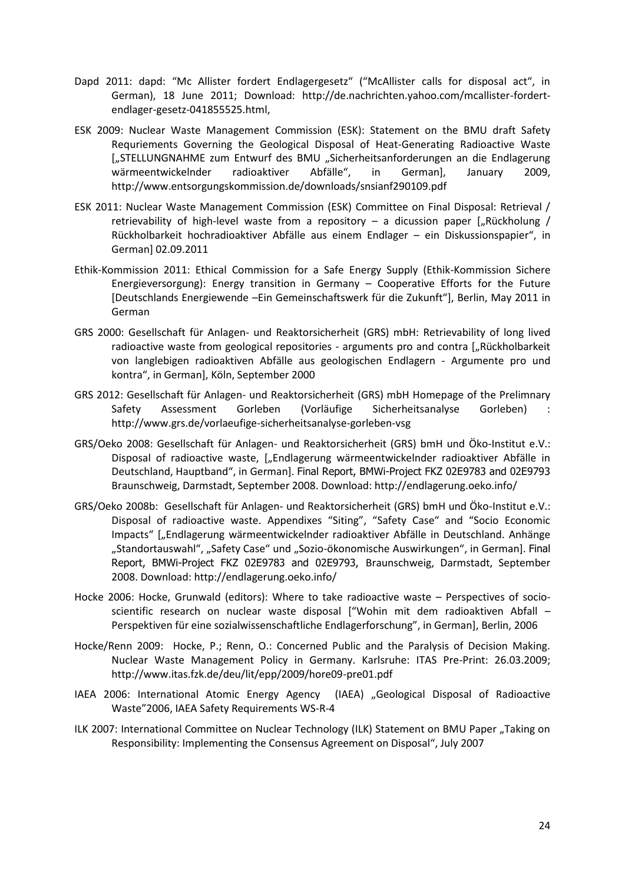Dapd 2011: dapd: "Mc Allister fordert Endlagergesetz" ("McAllister calls for disposal act", in German), 18 June 2011; Download: http://de.nachrichten.yahoo.com/mcallister-fordert-endlager-gesetz-041855525.html,

ESK 2009: Nuclear Waste Management Commission (ESK): Statement on the BMU draft Safety Requriements Governing the Geological Disposal of Heat-Generating Radioactive Waste [„STELLUNGNAHME zum Entwurf des BMU „Sicherheitsanforderungen an die Endlagerung wärmeentwickelnder radioaktiver Abfälle", in German], January 2009, http://www.entsorgungskommission.de/downloads/snsianf290109.pdf

ESK 2011: Nuclear Waste Management Commission (ESK) Committee on Final Disposal: Retrieval / retrievability of high-level waste from a repository – a dicussion paper [„Rückholung / Rückholbarkeit hochradioaktiver Abfälle aus einem Endlager – ein Diskussionspapier", in German] 02.09.2011

Ethik-Kommission 2011: Ethical Commission for a Safe Energy Supply (Ethik-Kommission Sichere Energieversorgung): Energy transition in Germany – Cooperative Efforts for the Future [Deutschlands Energiewende –Ein Gemeinschaftswerk für die Zukunft"], Berlin, May 2011 in German

GRS 2000: Gesellschaft für Anlagen- und Reaktorsicherheit (GRS) mbH: Retrievability of long lived radioactive waste from geological repositories - arguments pro and contra [„Rückholbarkeit von langlebigen radioaktiven Abfälle aus geologischen Endlagern - Argumente pro und kontra", in German], Köln, September 2000

GRS 2012: Gesellschaft für Anlagen- und Reaktorsicherheit (GRS) mbH Homepage of the Prelimnary Safety Assessment Gorleben (Vorläufige Sicherheitsanalyse Gorleben) : http://www.grs.de/vorlaeufige-sicherheitsanalyse-gorleben-vsg

GRS/Oeko 2008: Gesellschaft für Anlagen- und Reaktorsicherheit (GRS) bmH und Öko-Institut e.V.: Disposal of radioactive waste, [„Endlagerung wärmeentwickelnder radioaktiver Abfälle in Deutschland, Hauptband", in German]. Final Report, BMWi-Project FKZ 02E9783 and 02E9793 Braunschweig, Darmstadt, September 2008. Download: http://endlagerung.oeko.info/

GRS/Oeko 2008b: Gesellschaft für Anlagen- und Reaktorsicherheit (GRS) bmH und Öko-Institut e.V.: Disposal of radioactive waste. Appendixes "Siting", "Safety Case" and "Socio Economic Impacts" [„Endlagerung wärmeentwickelnder radioaktiver Abfälle in Deutschland. Anhänge „Standortauswahl", „Safety Case" und „Sozio-ökonomische Auswirkungen", in German]. Final Report, BMWi-Project FKZ 02E9783 and 02E9793, Braunschweig, Darmstadt, September 2008. Download: http://endlagerung.oeko.info/

Hocke 2006: Hocke, Grunwald (editors): Where to take radioactive waste – Perspectives of socio-scientific research on nuclear waste disposal ["Wohin mit dem radioaktiven Abfall – Perspektiven für eine sozialwissenschaftliche Endlagerforschung", in German], Berlin, 2006

Hocke/Renn 2009: Hocke, P.; Renn, O.: Concerned Public and the Paralysis of Decision Making. Nuclear Waste Management Policy in Germany. Karlsruhe: ITAS Pre-Print: 26.03.2009; http://www.itas.fzk.de/deu/lit/epp/2009/hore09-pre01.pdf

IAEA 2006: International Atomic Energy Agency (IAEA) „Geological Disposal of Radioactive Waste"2006, IAEA Safety Requirements WS-R-4

ILK 2007: International Committee on Nuclear Technology (ILK) Statement on BMU Paper „Taking on Responsibility: Implementing the Consensus Agreement on Disposal", July 2007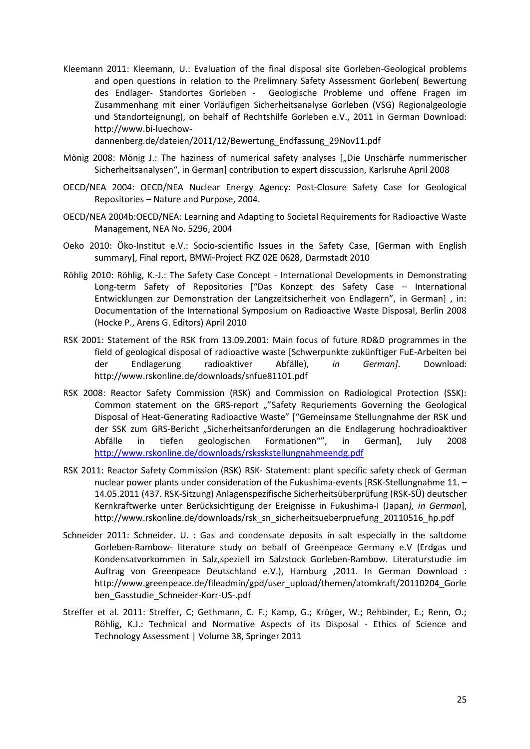Kleemann 2011: Kleemann, U.: Evaluation of the final disposal site Gorleben-Geological problems and open questions in relation to the Prelimnary Safety Assessment Gorleben( Bewertung des Endlager- Standortes Gorleben - Geologische Probleme und offene Fragen im Zusammenhang mit einer Vorläufigen Sicherheitsanalyse Gorleben (VSG) Regionalgeologie und Standorteignung), on behalf of Rechtshilfe Gorleben e.V., 2011 in German Download: http://www.bi-luechow-dannenberg.de/dateien/2011/12/Bewertung_Endfassung_29Nov11.pdf

Mönig 2008: Mönig J.: The haziness of numerical safety analyses [„Die Unschärfe nummerischer Sicherheitsanalysen", in German] contribution to expert disscussion, Karlsruhe April 2008

OECD/NEA 2004: OECD/NEA Nuclear Energy Agency: Post-Closure Safety Case for Geological Repositories – Nature and Purpose, 2004.

OECD/NEA 2004b:OECD/NEA: Learning and Adapting to Societal Requirements for Radioactive Waste Management, NEA No. 5296, 2004

Oeko 2010: Öko-Institut e.V.: Socio-scientific Issues in the Safety Case, [German with English summary], Final report, BMWi-Project FKZ 02E 0628, Darmstadt 2010

Röhlig 2010: Röhlig, K.-J.: The Safety Case Concept - International Developments in Demonstrating Long-term Safety of Repositories ["Das Konzept des Safety Case – International Entwicklungen zur Demonstration der Langzeitsicherheit von Endlagern", in German] , in: Documentation of the International Symposium on Radioactive Waste Disposal, Berlin 2008 (Hocke P., Arens G. Editors) April 2010

RSK 2001: Statement of the RSK from 13.09.2001: Main focus of future RD&D programmes in the field of geological disposal of radioactive waste [Schwerpunkte zukünftiger FuE-Arbeiten bei der Endlagerung radioaktiver Abfälle), *in German]*. Download: http://www.rskonline.de/downloads/snfue81101.pdf

RSK 2008: Reactor Safety Commission (RSK) and Commission on Radiological Protection (SSK): Common statement on the GRS-report „"Safety Requriements Governing the Geological Disposal of Heat-Generating Radioactive Waste" ["Gemeinsame Stellungnahme der RSK und der SSK zum GRS-Bericht „Sicherheitsanforderungen an die Endlagerung hochradioaktiver Abfälle in tiefen geologischen Formationen"", in German], July 2008 http://www.rskonline.de/downloads/rskssksstellungnahmeendg.pdf

RSK 2011: Reactor Safety Commission (RSK) RSK- Statement: plant specific safety check of German nuclear power plants under consideration of the Fukushima-events [RSK-Stellungnahme 11. – 14.05.2011 (437. RSK-Sitzung) Anlagenspezifische Sicherheitsüberprüfung (RSK-SÜ) deutscher Kernkraftwerke unter Berücksichtigung der Ereignisse in Fukushima-I (Japan*), in German*], http://www.rskonline.de/downloads/rsk_sn_sicherheitsueberpruefung_20110516_hp.pdf

Schneider 2011: Schneider. U. : Gas and condensate deposits in salt especially in the saltdome Gorleben-Rambow- literature study on behalf of Greenpeace Germany e.V (Erdgas und Kondensatvorkommen in Salz,speziell im Salzstock Gorleben-Rambow. Literaturstudie im Auftrag von Greenpeace Deutschland e.V.), Hamburg ,2011. In German Download : http://www.greenpeace.de/fileadmin/gpd/user_upload/themen/atomkraft/20110204_Gorleben_Gasstudie_Schneider-Korr-US-.pdf

Streffer et al. 2011: Streffer, C; Gethmann, C. F.; Kamp, G.; Kröger, W.; Rehbinder, E.; Renn, O.; Röhlig, K.J.: Technical and Normative Aspects of its Disposal - Ethics of Science and Technology Assessment | Volume 38, Springer 2011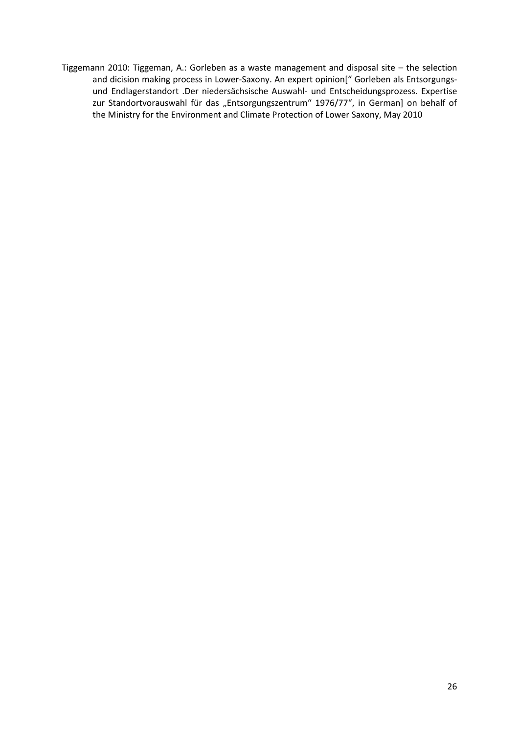Tiggemann 2010: Tiggeman, A.: Gorleben as a waste management and disposal site – the selection and dicision making process in Lower-Saxony. An expert opinion[" Gorleben als Entsorgungs- und Endlagerstandort .Der niedersächsische Auswahl- und Entscheidungsprozess. Expertise zur Standortvorauswahl für das „Entsorgungszentrum" 1976/77", in German] on behalf of the Ministry for the Environment and Climate Protection of Lower Saxony, May 2010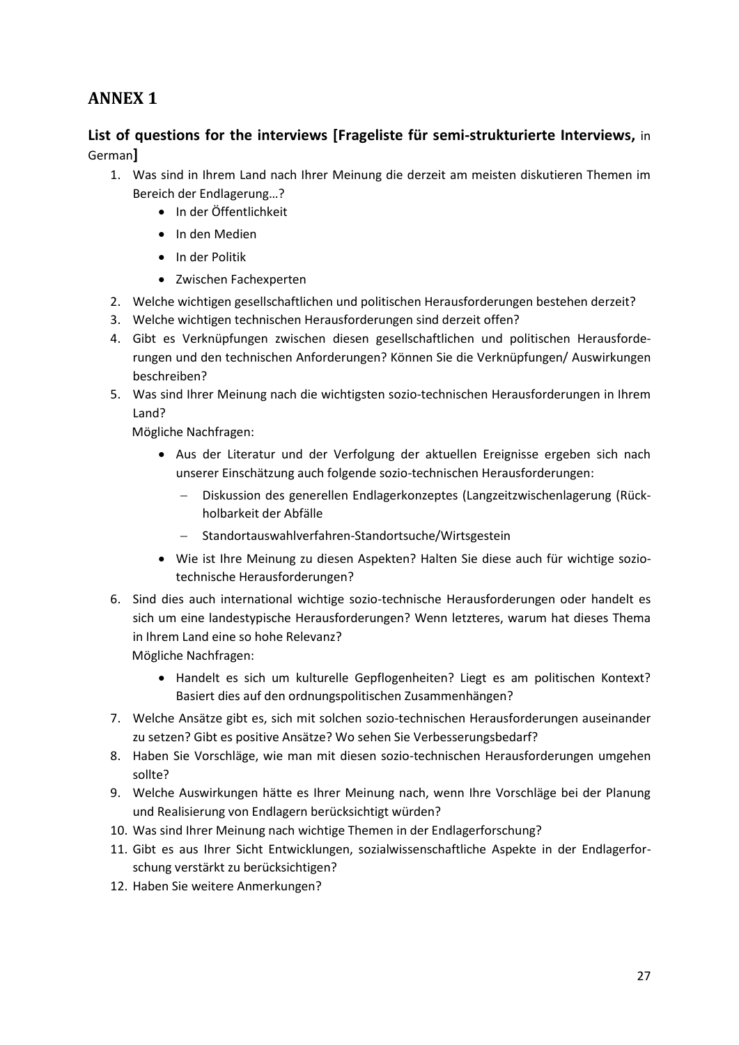## ANNEX 1

**List of questions for the interviews [Fragenliste für semi-strukturierte Interviews,** in German**]**

1. Was sind in Ihrem Land nach Ihrer Meinung die derzeit am meisten diskutieren Themen im Bereich der Endlagerung…?
   - In der Öffentlichkeit
   - In den Medien
   - In der Politik
   - Zwischen Fachexperten
2. Welche wichtigen gesellschaftlichen und politischen Herausforderungen bestehen derzeit?
3. Welche wichtigen technischen Herausforderungen sind derzeit offen?
4. Gibt es Verknüpfungen zwischen diesen gesellschaftlichen und politischen Herausforderungen und den technischen Anforderungen? Können Sie die Verknüpfungen/ Auswirkungen beschreiben?
5. Was sind Ihrer Meinung nach die wichtigsten sozio-technischen Herausforderungen in Ihrem Land?

   Mögliche Nachfragen:
   - Aus der Literatur und der Verfolgung der aktuellen Ereignisse ergeben sich nach unserer Einschätzung auch folgende sozio-technischen Herausforderungen:
     - Diskussion des generellen Endlagerkonzeptes (Langzeitzwischenlagerung (Rückholbarkeit der Abfälle
     - Standortauswahlverfahren-Standortsuche/Wirtsgestein
   - Wie ist Ihre Meinung zu diesen Aspekten? Halten Sie diese auch für wichtige sozio-technische Herausforderungen?
6. Sind dies auch international wichtige sozio-technische Herausforderungen oder handelt es sich um eine landestypische Herausforderungen? Wenn letzteres, warum hat dieses Thema in Ihrem Land eine so hohe Relevanz?

   Mögliche Nachfragen:
   - Handelt es sich um kulturelle Gepflogenheiten? Liegt es am politischen Kontext? Basiert dies auf den ordnungspolitischen Zusammenhängen?
7. Welche Ansätze gibt es, sich mit solchen sozio-technischen Herausforderungen auseinander zu setzen? Gibt es positive Ansätze? Wo sehen Sie Verbesserungsbedarf?
8. Haben Sie Vorschläge, wie man mit diesen sozio-technischen Herausforderungen umgehen sollte?
9. Welche Auswirkungen hätte es Ihrer Meinung nach, wenn Ihre Vorschläge bei der Planung und Realisierung von Endlagern berücksichtigt würden?
10. Was sind Ihrer Meinung nach wichtige Themen in der Endlagerforschung?
11. Gibt es aus Ihrer Sicht Entwicklungen, sozialwissenschaftliche Aspekte in der Endlagerforschung verstärkt zu berücksichtigen?
12. Haben Sie weitere Anmerkungen?